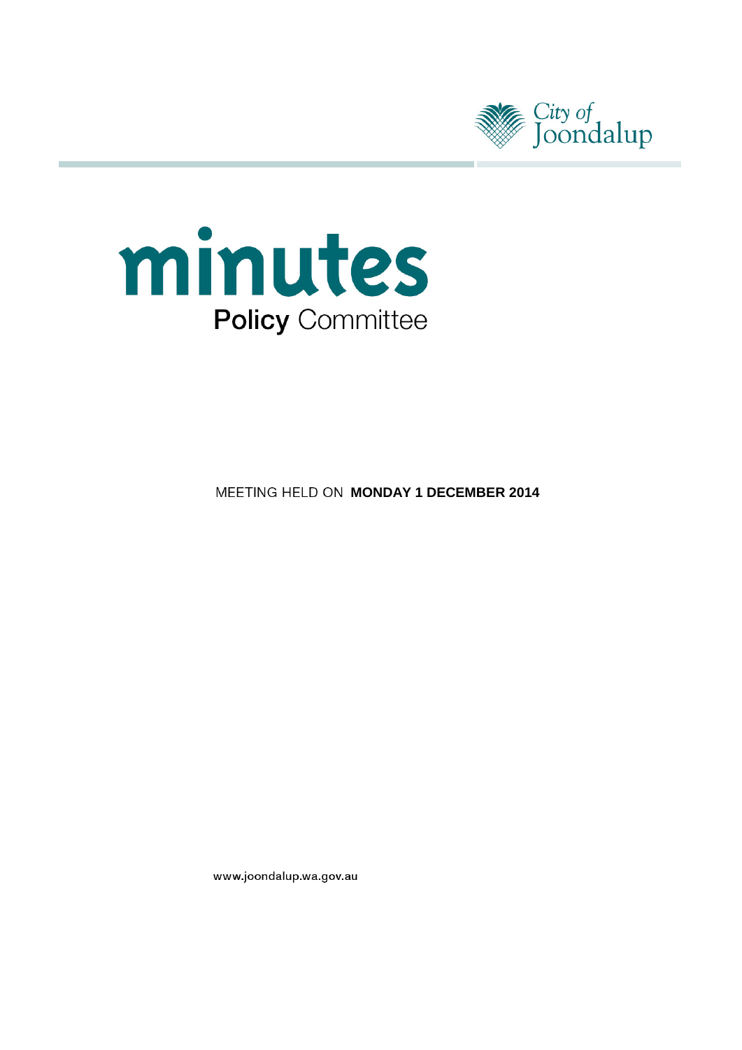City of Joondalup

# minutes

## Policy Committee

MEETING HELD ON **MONDAY 1 DECEMBER 2014**

www.joondalup.wa.gov.au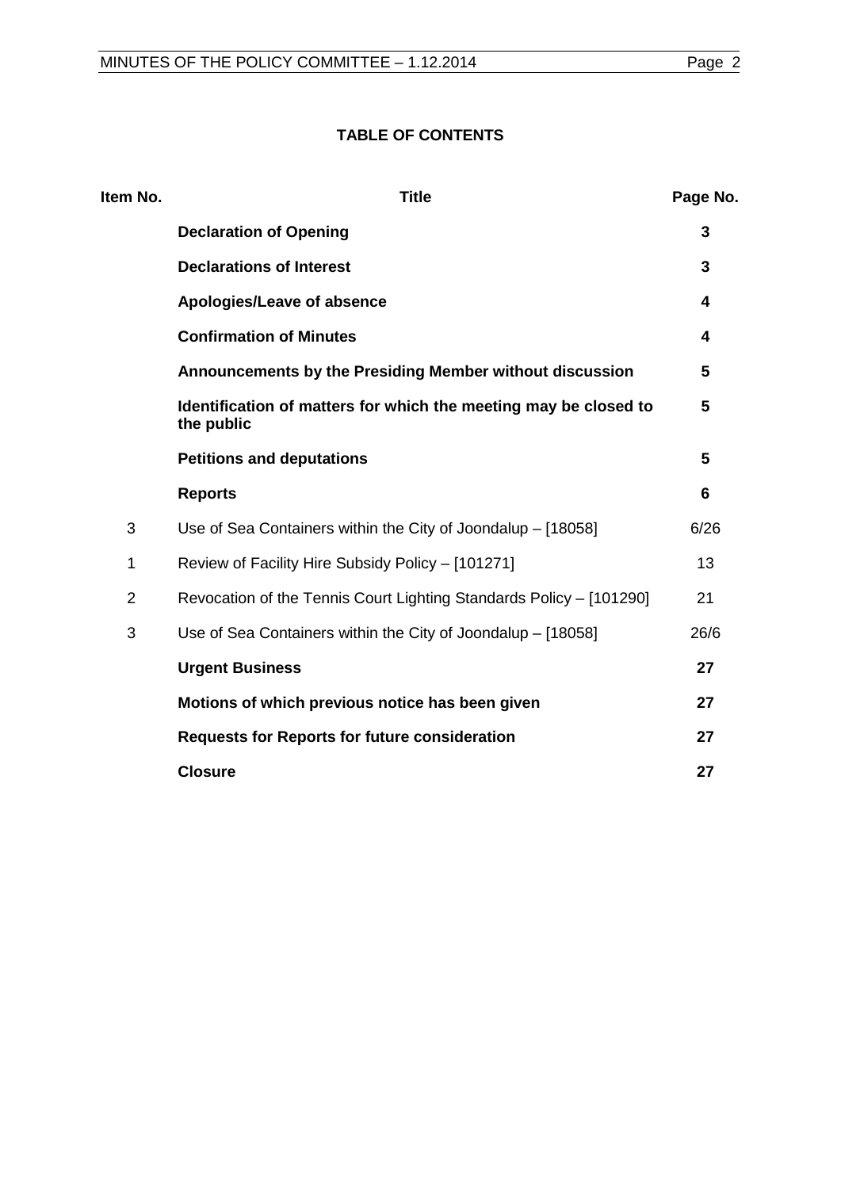## TABLE OF CONTENTS

| Item No. | Title | Page No. |
|---|---|---|
| | **Declaration of Opening** | **3** |
| | **Declarations of Interest** | **3** |
| | **Apologies/Leave of absence** | **4** |
| | **Confirmation of Minutes** | **4** |
| | **Announcements by the Presiding Member without discussion** | **5** |
| | **Identification of matters for which the meeting may be closed to the public** | **5** |
| | **Petitions and deputations** | **5** |
| | **Reports** | **6** |
| 3 | Use of Sea Containers within the City of Joondalup – [18058] | 6/26 |
| 1 | Review of Facility Hire Subsidy Policy – [101271] | 13 |
| 2 | Revocation of the Tennis Court Lighting Standards Policy – [101290] | 21 |
| 3 | Use of Sea Containers within the City of Joondalup – [18058] | 26/6 |
| | **Urgent Business** | **27** |
| | **Motions of which previous notice has been given** | **27** |
| | **Requests for Reports for future consideration** | **27** |
| | **Closure** | **27** |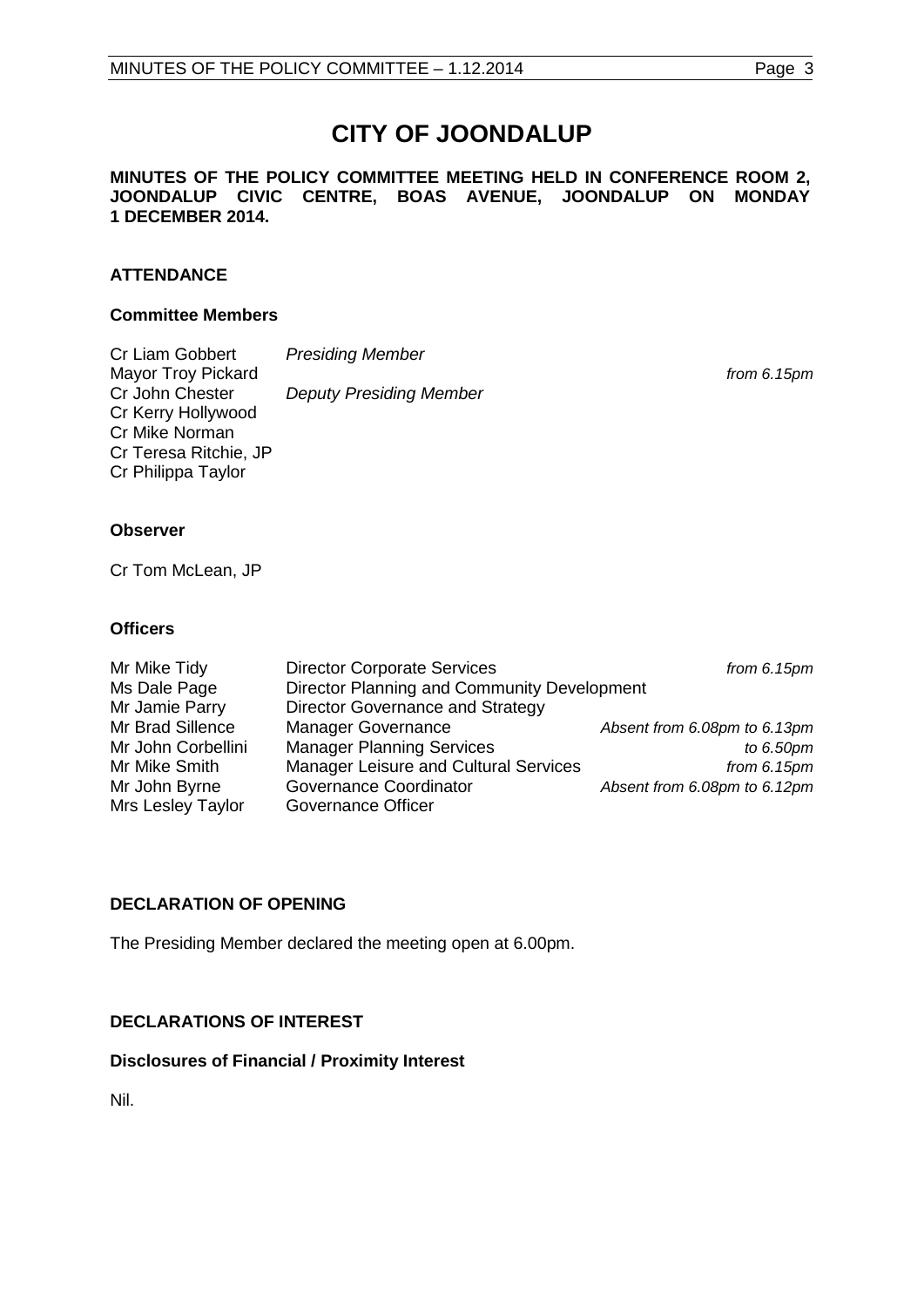# CITY OF JOONDALUP

**MINUTES OF THE POLICY COMMITTEE MEETING HELD IN CONFERENCE ROOM 2, JOONDALUP CIVIC CENTRE, BOAS AVENUE, JOONDALUP ON MONDAY 1 DECEMBER 2014.**

## ATTENDANCE

### Committee Members

| | | |
|---|---|---|
| Cr Liam Gobbert | *Presiding Member* | |
| Mayor Troy Pickard | | *from 6.15pm* |
| Cr John Chester | *Deputy Presiding Member* | |
| Cr Kerry Hollywood | | |
| Cr Mike Norman | | |
| Cr Teresa Ritchie, JP | | |
| Cr Philippa Taylor | | |

### Observer

Cr Tom McLean, JP

### Officers

| | | |
|---|---|---|
| Mr Mike Tidy | Director Corporate Services | *from 6.15pm* |
| Ms Dale Page | Director Planning and Community Development | |
| Mr Jamie Parry | Director Governance and Strategy | |
| Mr Brad Sillence | Manager Governance | *Absent from 6.08pm to 6.13pm* |
| Mr John Corbellini | Manager Planning Services | *to 6.50pm* |
| Mr Mike Smith | Manager Leisure and Cultural Services | *from 6.15pm* |
| Mr John Byrne | Governance Coordinator | *Absent from 6.08pm to 6.12pm* |
| Mrs Lesley Taylor | Governance Officer | |

## DECLARATION OF OPENING

The Presiding Member declared the meeting open at 6.00pm.

## DECLARATIONS OF INTEREST

### Disclosures of Financial / Proximity Interest

Nil.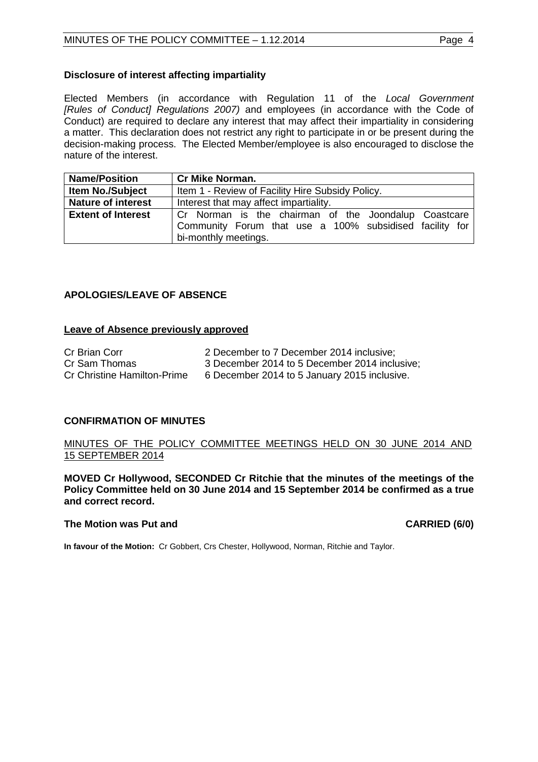### Disclosure of interest affecting impartiality

Elected Members (in accordance with Regulation 11 of the *Local Government [Rules of Conduct] Regulations 2007)* and employees (in accordance with the Code of Conduct) are required to declare any interest that may affect their impartiality in considering a matter. This declaration does not restrict any right to participate in or be present during the decision-making process. The Elected Member/employee is also encouraged to disclose the nature of the interest.

| **Name/Position** | **Cr Mike Norman.** |
|---|---|
| **Item No./Subject** | Item 1 - Review of Facility Hire Subsidy Policy. |
| **Nature of interest** | Interest that may affect impartiality. |
| **Extent of Interest** | Cr Norman is the chairman of the Joondalup Coastcare Community Forum that use a 100% subsidised facility for bi-monthly meetings. |

## APOLOGIES/LEAVE OF ABSENCE

### Leave of Absence previously approved

| | |
|---|---|
| Cr Brian Corr | 2 December to 7 December 2014 inclusive; |
| Cr Sam Thomas | 3 December 2014 to 5 December 2014 inclusive; |
| Cr Christine Hamilton-Prime | 6 December 2014 to 5 January 2015 inclusive. |

## CONFIRMATION OF MINUTES

MINUTES OF THE POLICY COMMITTEE MEETINGS HELD ON 30 JUNE 2014 AND 15 SEPTEMBER 2014

**MOVED Cr Hollywood, SECONDED Cr Ritchie that the minutes of the meetings of the Policy Committee held on 30 June 2014 and 15 September 2014 be confirmed as a true and correct record.**

**The Motion was Put and CARRIED (6/0)**

**In favour of the Motion:** Cr Gobbert, Crs Chester, Hollywood, Norman, Ritchie and Taylor.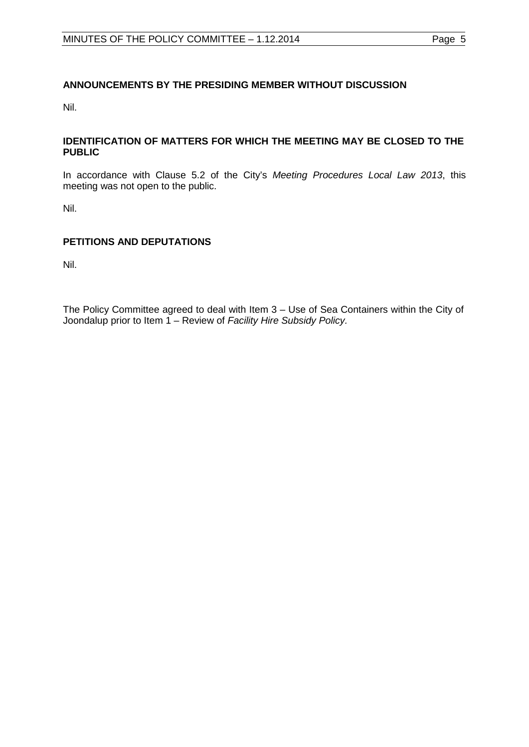## ANNOUNCEMENTS BY THE PRESIDING MEMBER WITHOUT DISCUSSION

Nil.

## IDENTIFICATION OF MATTERS FOR WHICH THE MEETING MAY BE CLOSED TO THE PUBLIC

In accordance with Clause 5.2 of the City's *Meeting Procedures Local Law 2013*, this meeting was not open to the public.

Nil.

## PETITIONS AND DEPUTATIONS

Nil.

The Policy Committee agreed to deal with Item 3 – Use of Sea Containers within the City of Joondalup prior to Item 1 – Review of *Facility Hire Subsidy Policy.*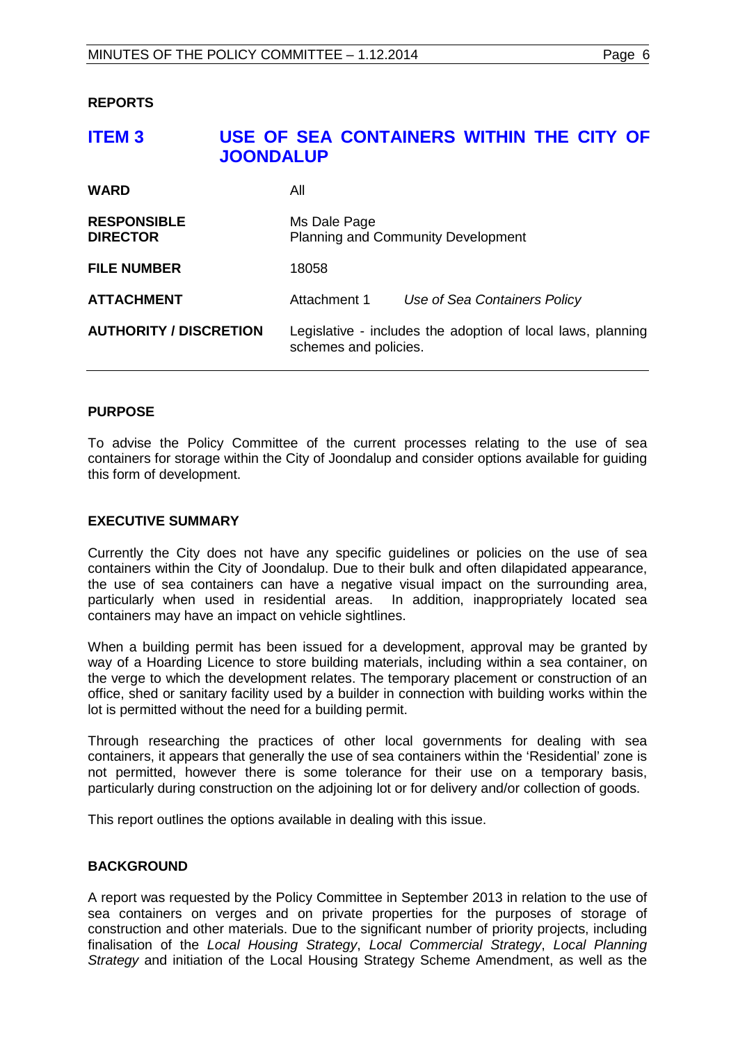**REPORTS**

## ITEM 3 USE OF SEA CONTAINERS WITHIN THE CITY OF JOONDALUP

| | | |
|---|---|---|
| **WARD** | All | |
| **RESPONSIBLE DIRECTOR** | Ms Dale Page<br>Planning and Community Development | |
| **FILE NUMBER** | 18058 | |
| **ATTACHMENT** | Attachment 1 | *Use of Sea Containers Policy* |
| **AUTHORITY / DISCRETION** | Legislative - includes the adoption of local laws, planning schemes and policies. | |

### PURPOSE

To advise the Policy Committee of the current processes relating to the use of sea containers for storage within the City of Joondalup and consider options available for guiding this form of development.

### EXECUTIVE SUMMARY

Currently the City does not have any specific guidelines or policies on the use of sea containers within the City of Joondalup. Due to their bulk and often dilapidated appearance, the use of sea containers can have a negative visual impact on the surrounding area, particularly when used in residential areas. In addition, inappropriately located sea containers may have an impact on vehicle sightlines.

When a building permit has been issued for a development, approval may be granted by way of a Hoarding Licence to store building materials, including within a sea container, on the verge to which the development relates. The temporary placement or construction of an office, shed or sanitary facility used by a builder in connection with building works within the lot is permitted without the need for a building permit.

Through researching the practices of other local governments for dealing with sea containers, it appears that generally the use of sea containers within the 'Residential' zone is not permitted, however there is some tolerance for their use on a temporary basis, particularly during construction on the adjoining lot or for delivery and/or collection of goods.

This report outlines the options available in dealing with this issue.

### BACKGROUND

A report was requested by the Policy Committee in September 2013 in relation to the use of sea containers on verges and on private properties for the purposes of storage of construction and other materials. Due to the significant number of priority projects, including finalisation of the *Local Housing Strategy*, *Local Commercial Strategy*, *Local Planning Strategy* and initiation of the Local Housing Strategy Scheme Amendment, as well as the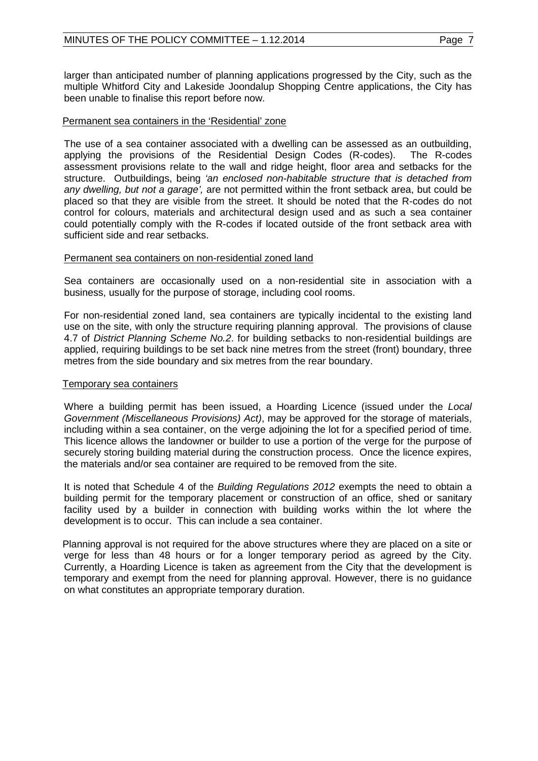larger than anticipated number of planning applications progressed by the City, such as the multiple Whitford City and Lakeside Joondalup Shopping Centre applications, the City has been unable to finalise this report before now.

Permanent sea containers in the 'Residential' zone

The use of a sea container associated with a dwelling can be assessed as an outbuilding, applying the provisions of the Residential Design Codes (R-codes). The R-codes assessment provisions relate to the wall and ridge height, floor area and setbacks for the structure. Outbuildings, being *'an enclosed non-habitable structure that is detached from any dwelling, but not a garage',* are not permitted within the front setback area, but could be placed so that they are visible from the street. It should be noted that the R-codes do not control for colours, materials and architectural design used and as such a sea container could potentially comply with the R-codes if located outside of the front setback area with sufficient side and rear setbacks.

Permanent sea containers on non-residential zoned land

Sea containers are occasionally used on a non-residential site in association with a business, usually for the purpose of storage, including cool rooms.

For non-residential zoned land, sea containers are typically incidental to the existing land use on the site, with only the structure requiring planning approval. The provisions of clause 4.7 of *District Planning Scheme No.2*. for building setbacks to non-residential buildings are applied, requiring buildings to be set back nine metres from the street (front) boundary, three metres from the side boundary and six metres from the rear boundary.

Temporary sea containers

Where a building permit has been issued, a Hoarding Licence (issued under the *Local Government (Miscellaneous Provisions) Act)*, may be approved for the storage of materials, including within a sea container, on the verge adjoining the lot for a specified period of time. This licence allows the landowner or builder to use a portion of the verge for the purpose of securely storing building material during the construction process. Once the licence expires, the materials and/or sea container are required to be removed from the site.

It is noted that Schedule 4 of the *Building Regulations 2012* exempts the need to obtain a building permit for the temporary placement or construction of an office, shed or sanitary facility used by a builder in connection with building works within the lot where the development is to occur. This can include a sea container.

Planning approval is not required for the above structures where they are placed on a site or verge for less than 48 hours or for a longer temporary period as agreed by the City. Currently, a Hoarding Licence is taken as agreement from the City that the development is temporary and exempt from the need for planning approval. However, there is no guidance on what constitutes an appropriate temporary duration.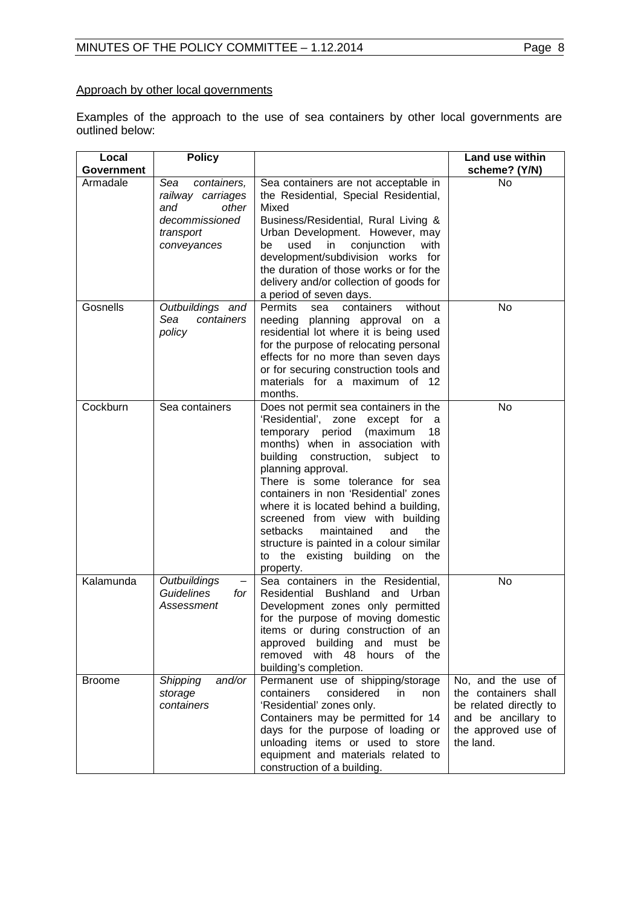<u>Approach by other local governments</u>

Examples of the approach to the use of sea containers by other local governments are outlined below:

| Local Government | Policy | | Land use within scheme? (Y/N) |
|---|---|---|---|
| Armadale | *Sea containers, railway carriages and other decommissioned transport conveyances* | Sea containers are not acceptable in the Residential, Special Residential, Mixed Business/Residential, Rural Living & Urban Development. However, may be used in conjunction with development/subdivision works for the duration of those works or for the delivery and/or collection of goods for a period of seven days. | No |
| Gosnells | *Outbuildings and Sea containers policy* | Permits sea containers without needing planning approval on a residential lot where it is being used for the purpose of relocating personal effects for no more than seven days or for securing construction tools and materials for a maximum of 12 months. | No |
| Cockburn | Sea containers | Does not permit sea containers in the 'Residential', zone except for a temporary period (maximum 18 months) when in association with building construction, subject to planning approval.<br>There is some tolerance for sea containers in non 'Residential' zones where it is located behind a building, screened from view with building setbacks maintained and the structure is painted in a colour similar to the existing building on the property. | No |
| Kalamunda | *Outbuildings – Guidelines for Assessment* | Sea containers in the Residential, Residential Bushland and Urban Development zones only permitted for the purpose of moving domestic items or during construction of an approved building and must be removed with 48 hours of the building's completion. | No |
| Broome | *Shipping and/or storage containers* | Permanent use of shipping/storage containers considered in non 'Residential' zones only.<br>Containers may be permitted for 14 days for the purpose of loading or unloading items or used to store equipment and materials related to construction of a building. | No, and the use of the containers shall be related directly to and be ancillary to the approved use of the land. |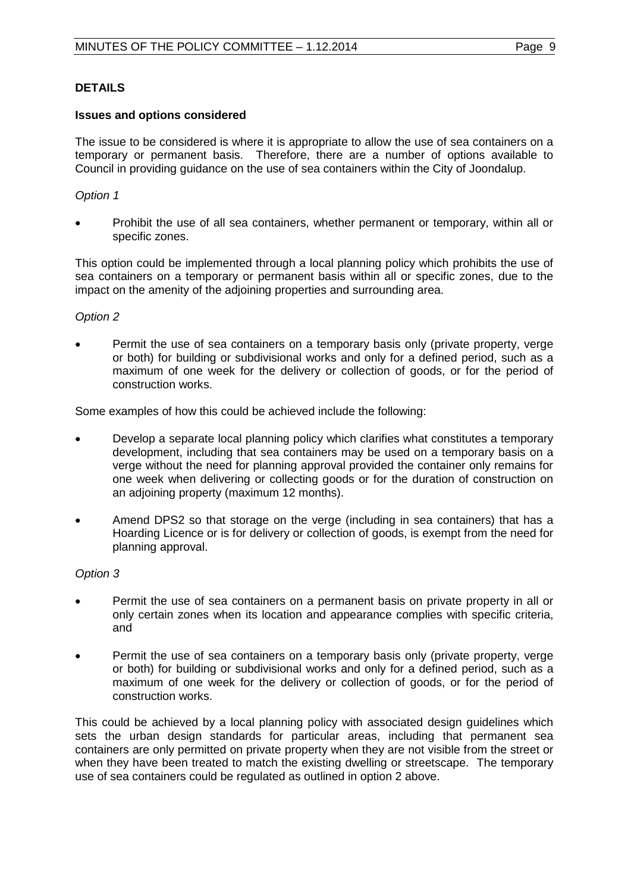## DETAILS

### Issues and options considered

The issue to be considered is where it is appropriate to allow the use of sea containers on a temporary or permanent basis. Therefore, there are a number of options available to Council in providing guidance on the use of sea containers within the City of Joondalup.

*Option 1*

- Prohibit the use of all sea containers, whether permanent or temporary, within all or specific zones.

This option could be implemented through a local planning policy which prohibits the use of sea containers on a temporary or permanent basis within all or specific zones, due to the impact on the amenity of the adjoining properties and surrounding area.

*Option 2*

- Permit the use of sea containers on a temporary basis only (private property, verge or both) for building or subdivisional works and only for a defined period, such as a maximum of one week for the delivery or collection of goods, or for the period of construction works.

Some examples of how this could be achieved include the following:

- Develop a separate local planning policy which clarifies what constitutes a temporary development, including that sea containers may be used on a temporary basis on a verge without the need for planning approval provided the container only remains for one week when delivering or collecting goods or for the duration of construction on an adjoining property (maximum 12 months).
- Amend DPS2 so that storage on the verge (including in sea containers) that has a Hoarding Licence or is for delivery or collection of goods, is exempt from the need for planning approval.

*Option 3*

- Permit the use of sea containers on a permanent basis on private property in all or only certain zones when its location and appearance complies with specific criteria, and
- Permit the use of sea containers on a temporary basis only (private property, verge or both) for building or subdivisional works and only for a defined period, such as a maximum of one week for the delivery or collection of goods, or for the period of construction works.

This could be achieved by a local planning policy with associated design guidelines which sets the urban design standards for particular areas, including that permanent sea containers are only permitted on private property when they are not visible from the street or when they have been treated to match the existing dwelling or streetscape. The temporary use of sea containers could be regulated as outlined in option 2 above.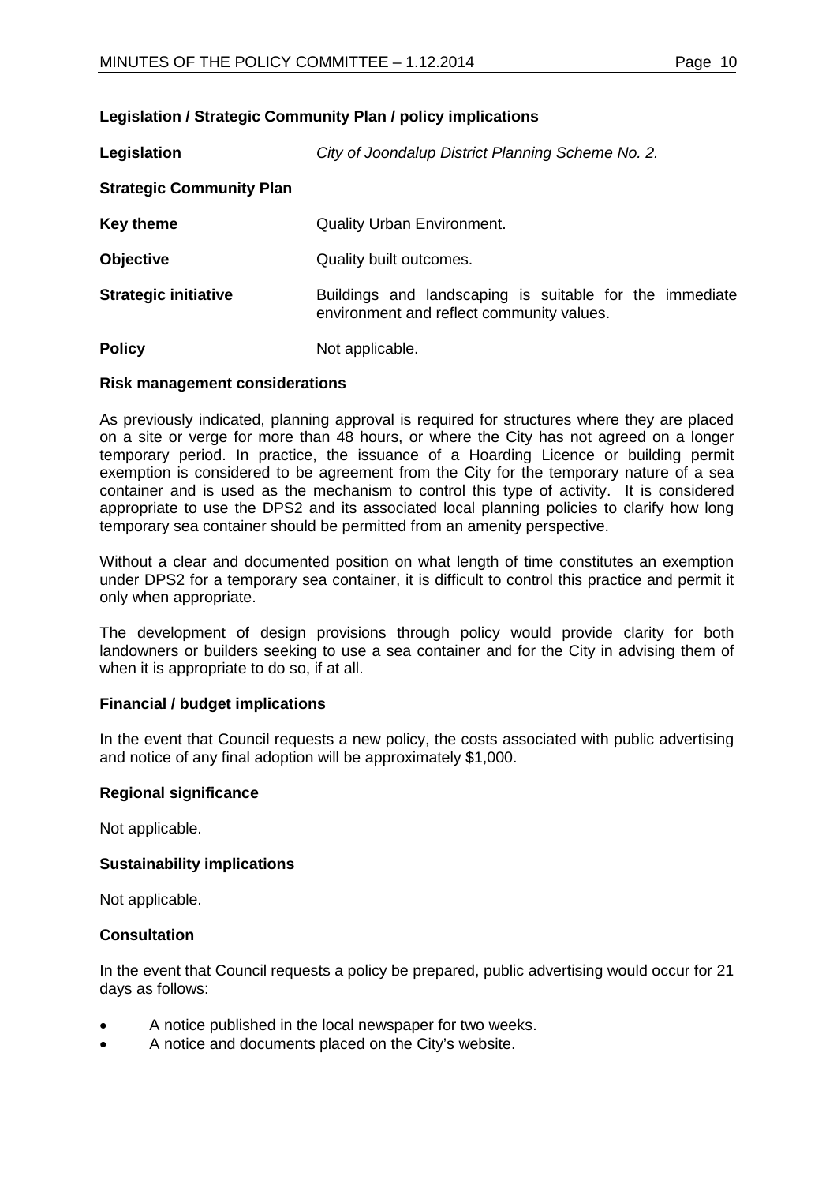**Legislation / Strategic Community Plan / policy implications**

**Legislation** *City of Joondalup District Planning Scheme No. 2.*

**Strategic Community Plan**

**Key theme** Quality Urban Environment.

**Objective** Quality built outcomes.

**Strategic initiative** Buildings and landscaping is suitable for the immediate environment and reflect community values.

**Policy** Not applicable.

**Risk management considerations**

As previously indicated, planning approval is required for structures where they are placed on a site or verge for more than 48 hours, or where the City has not agreed on a longer temporary period. In practice, the issuance of a Hoarding Licence or building permit exemption is considered to be agreement from the City for the temporary nature of a sea container and is used as the mechanism to control this type of activity. It is considered appropriate to use the DPS2 and its associated local planning policies to clarify how long temporary sea container should be permitted from an amenity perspective.

Without a clear and documented position on what length of time constitutes an exemption under DPS2 for a temporary sea container, it is difficult to control this practice and permit it only when appropriate.

The development of design provisions through policy would provide clarity for both landowners or builders seeking to use a sea container and for the City in advising them of when it is appropriate to do so, if at all.

**Financial / budget implications**

In the event that Council requests a new policy, the costs associated with public advertising and notice of any final adoption will be approximately $1,000.

**Regional significance**

Not applicable.

**Sustainability implications**

Not applicable.

**Consultation**

In the event that Council requests a policy be prepared, public advertising would occur for 21 days as follows:

- A notice published in the local newspaper for two weeks.
- A notice and documents placed on the City's website.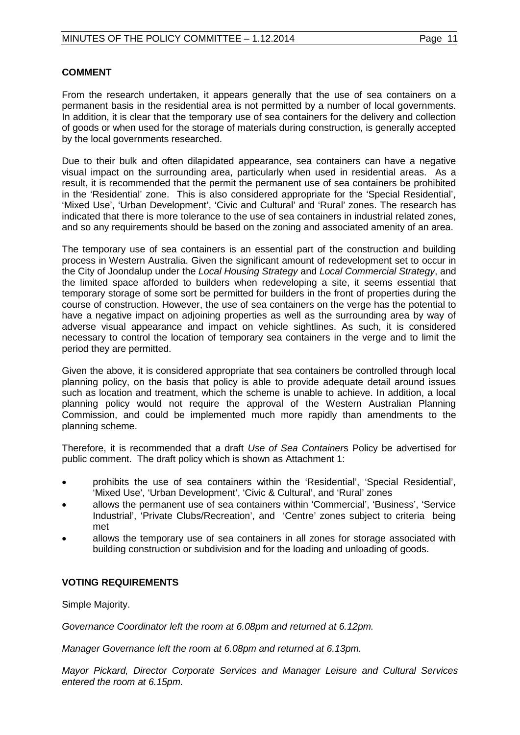**COMMENT**

From the research undertaken, it appears generally that the use of sea containers on a permanent basis in the residential area is not permitted by a number of local governments. In addition, it is clear that the temporary use of sea containers for the delivery and collection of goods or when used for the storage of materials during construction, is generally accepted by the local governments researched.

Due to their bulk and often dilapidated appearance, sea containers can have a negative visual impact on the surrounding area, particularly when used in residential areas. As a result, it is recommended that the permit the permanent use of sea containers be prohibited in the 'Residential' zone. This is also considered appropriate for the 'Special Residential', 'Mixed Use', 'Urban Development', 'Civic and Cultural' and 'Rural' zones. The research has indicated that there is more tolerance to the use of sea containers in industrial related zones, and so any requirements should be based on the zoning and associated amenity of an area.

The temporary use of sea containers is an essential part of the construction and building process in Western Australia. Given the significant amount of redevelopment set to occur in the City of Joondalup under the *Local Housing Strategy* and *Local Commercial Strategy*, and the limited space afforded to builders when redeveloping a site, it seems essential that temporary storage of some sort be permitted for builders in the front of properties during the course of construction. However, the use of sea containers on the verge has the potential to have a negative impact on adjoining properties as well as the surrounding area by way of adverse visual appearance and impact on vehicle sightlines. As such, it is considered necessary to control the location of temporary sea containers in the verge and to limit the period they are permitted.

Given the above, it is considered appropriate that sea containers be controlled through local planning policy, on the basis that policy is able to provide adequate detail around issues such as location and treatment, which the scheme is unable to achieve. In addition, a local planning policy would not require the approval of the Western Australian Planning Commission, and could be implemented much more rapidly than amendments to the planning scheme.

Therefore, it is recommended that a draft *Use of Sea Containers* Policy be advertised for public comment. The draft policy which is shown as Attachment 1:

- prohibits the use of sea containers within the 'Residential', 'Special Residential', 'Mixed Use', 'Urban Development', 'Civic & Cultural', and 'Rural' zones
- allows the permanent use of sea containers within 'Commercial', 'Business', 'Service Industrial', 'Private Clubs/Recreation', and 'Centre' zones subject to criteria being met
- allows the temporary use of sea containers in all zones for storage associated with building construction or subdivision and for the loading and unloading of goods.

**VOTING REQUIREMENTS**

Simple Majority.

*Governance Coordinator left the room at 6.08pm and returned at 6.12pm.*

*Manager Governance left the room at 6.08pm and returned at 6.13pm.*

*Mayor Pickard, Director Corporate Services and Manager Leisure and Cultural Services entered the room at 6.15pm.*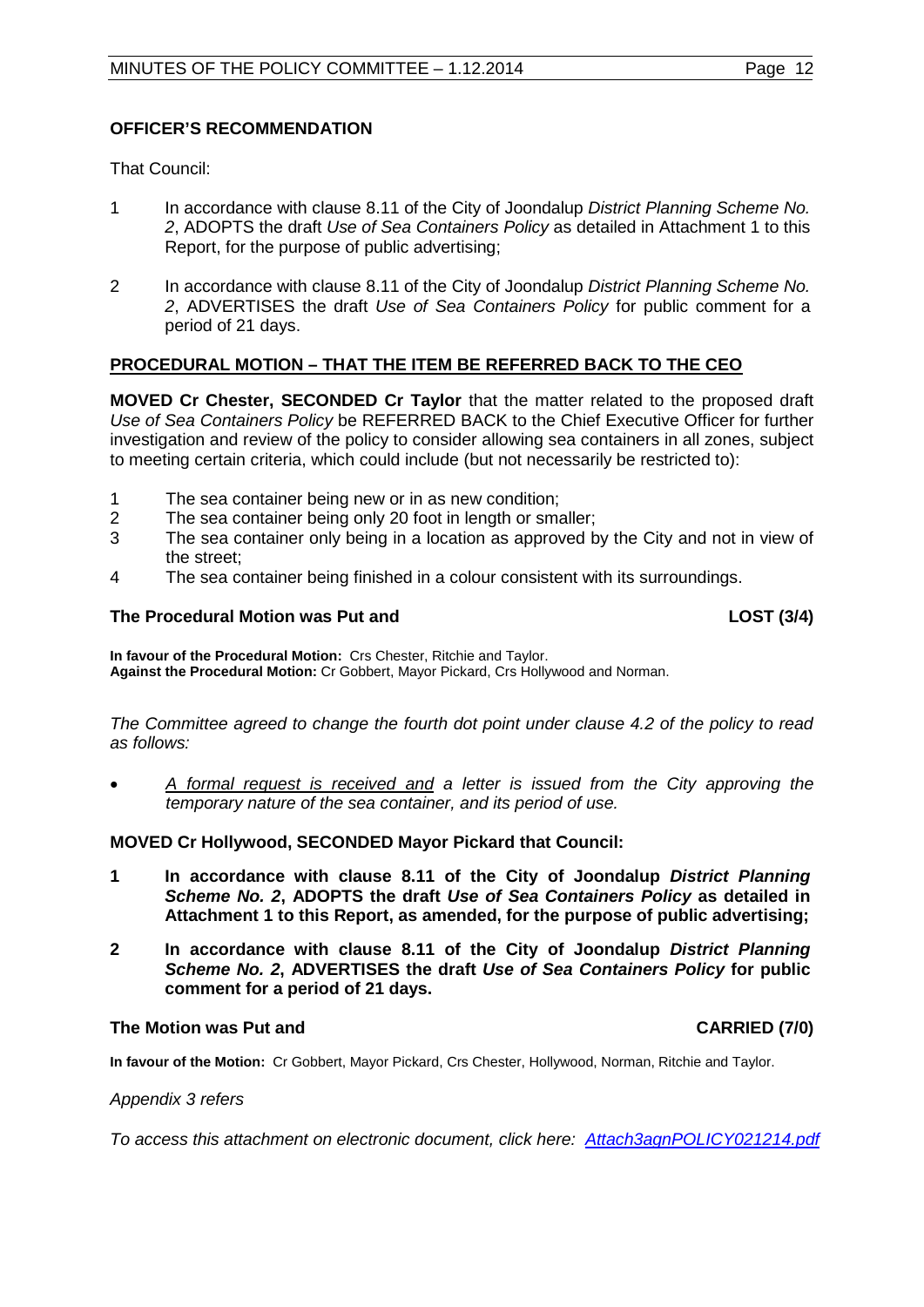**OFFICER'S RECOMMENDATION**

That Council:

1 In accordance with clause 8.11 of the City of Joondalup *District Planning Scheme No. 2*, ADOPTS the draft *Use of Sea Containers Policy* as detailed in Attachment 1 to this Report, for the purpose of public advertising;

2 In accordance with clause 8.11 of the City of Joondalup *District Planning Scheme No. 2*, ADVERTISES the draft *Use of Sea Containers Policy* for public comment for a period of 21 days.

**PROCEDURAL MOTION – THAT THE ITEM BE REFERRED BACK TO THE CEO**

**MOVED Cr Chester, SECONDED Cr Taylor** that the matter related to the proposed draft *Use of Sea Containers Policy* be REFERRED BACK to the Chief Executive Officer for further investigation and review of the policy to consider allowing sea containers in all zones, subject to meeting certain criteria, which could include (but not necessarily be restricted to):

1 The sea container being new or in as new condition;
2 The sea container being only 20 foot in length or smaller;
3 The sea container only being in a location as approved by the City and not in view of the street;
4 The sea container being finished in a colour consistent with its surroundings.

**The Procedural Motion was Put and LOST (3/4)**

**In favour of the Procedural Motion:** Crs Chester, Ritchie and Taylor.
**Against the Procedural Motion:** Cr Gobbert, Mayor Pickard, Crs Hollywood and Norman.

*The Committee agreed to change the fourth dot point under clause 4.2 of the policy to read as follows:*

- *A formal request is received and a letter is issued from the City approving the temporary nature of the sea container, and its period of use.*

**MOVED Cr Hollywood, SECONDED Mayor Pickard that Council:**

**1 In accordance with clause 8.11 of the City of Joondalup *District Planning Scheme No. 2*, ADOPTS the draft *Use of Sea Containers Policy* as detailed in Attachment 1 to this Report, as amended, for the purpose of public advertising;**

**2 In accordance with clause 8.11 of the City of Joondalup *District Planning Scheme No. 2*, ADVERTISES the draft *Use of Sea Containers Policy* for public comment for a period of 21 days.**

**The Motion was Put and CARRIED (7/0)**

**In favour of the Motion:** Cr Gobbert, Mayor Pickard, Crs Chester, Hollywood, Norman, Ritchie and Taylor.

*Appendix 3 refers*

*To access this attachment on electronic document, click here: Attach3agnPOLICY021214.pdf*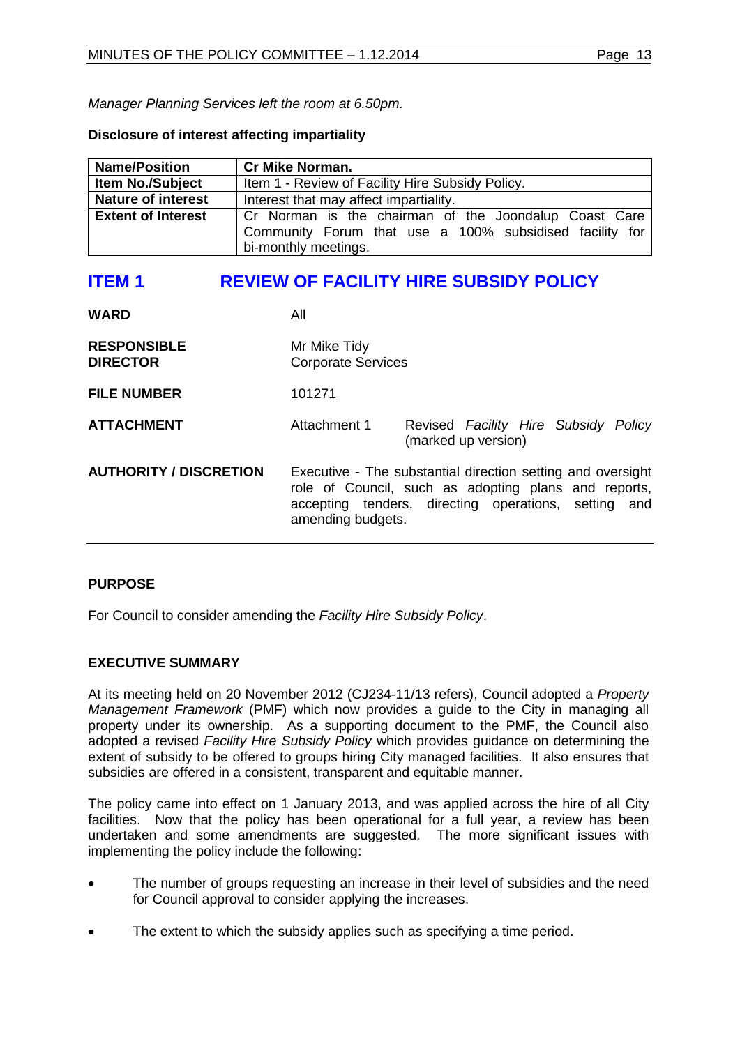*Manager Planning Services left the room at 6.50pm.*

**Disclosure of interest affecting impartiality**

| **Name/Position** | **Cr Mike Norman.** |
|---|---|
| **Item No./Subject** | Item 1 - Review of Facility Hire Subsidy Policy. |
| **Nature of interest** | Interest that may affect impartiality. |
| **Extent of Interest** | Cr Norman is the chairman of the Joondalup Coast Care Community Forum that use a 100% subsidised facility for bi-monthly meetings. |

# ITEM 1 REVIEW OF FACILITY HIRE SUBSIDY POLICY

| | | |
|---|---|---|
| **WARD** | All | |
| **RESPONSIBLE DIRECTOR** | Mr Mike Tidy<br>Corporate Services | |
| **FILE NUMBER** | 101271 | |
| **ATTACHMENT** | Attachment 1 | Revised *Facility Hire Subsidy Policy* (marked up version) |
| **AUTHORITY / DISCRETION** | Executive - The substantial direction setting and oversight role of Council, such as adopting plans and reports, accepting tenders, directing operations, setting and amending budgets. | |

## PURPOSE

For Council to consider amending the *Facility Hire Subsidy Policy*.

## EXECUTIVE SUMMARY

At its meeting held on 20 November 2012 (CJ234-11/13 refers), Council adopted a *Property Management Framework* (PMF) which now provides a guide to the City in managing all property under its ownership. As a supporting document to the PMF, the Council also adopted a revised *Facility Hire Subsidy Policy* which provides guidance on determining the extent of subsidy to be offered to groups hiring City managed facilities. It also ensures that subsidies are offered in a consistent, transparent and equitable manner.

The policy came into effect on 1 January 2013, and was applied across the hire of all City facilities. Now that the policy has been operational for a full year, a review has been undertaken and some amendments are suggested. The more significant issues with implementing the policy include the following:

- The number of groups requesting an increase in their level of subsidies and the need for Council approval to consider applying the increases.
- The extent to which the subsidy applies such as specifying a time period.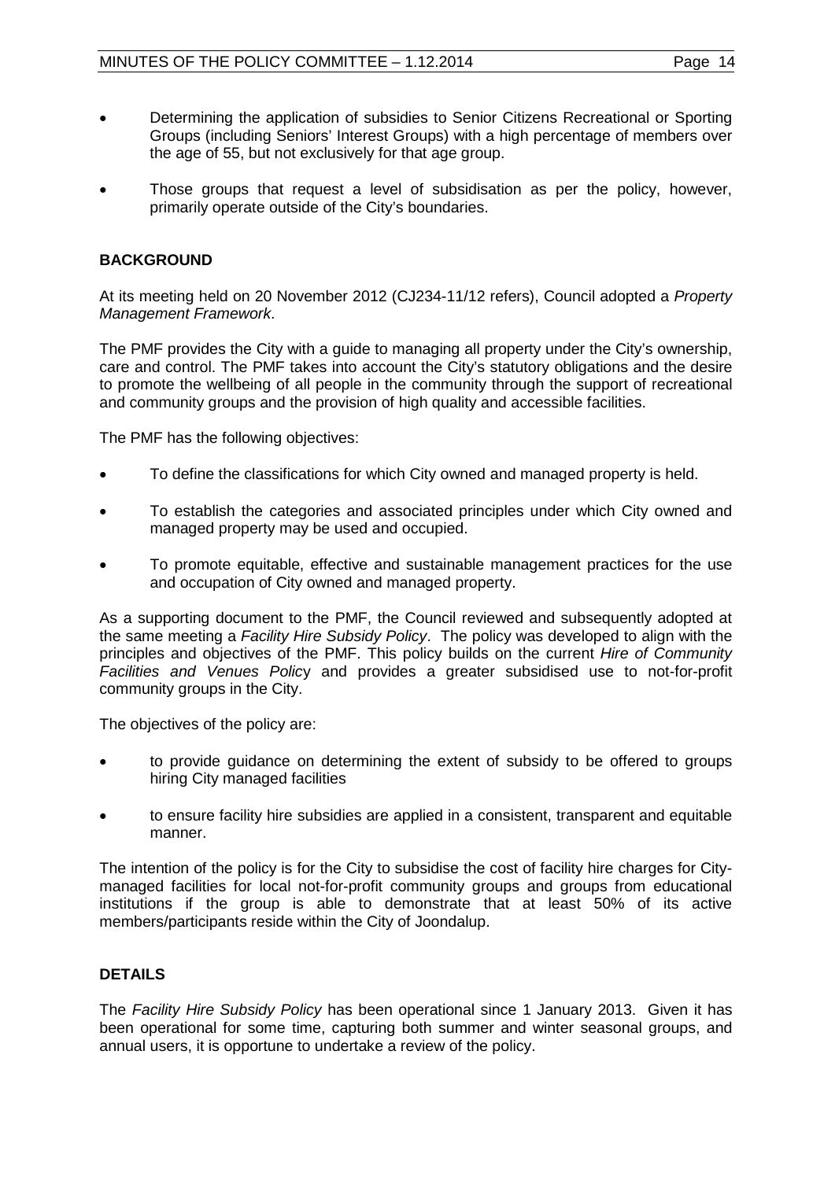- Determining the application of subsidies to Senior Citizens Recreational or Sporting Groups (including Seniors' Interest Groups) with a high percentage of members over the age of 55, but not exclusively for that age group.

- Those groups that request a level of subsidisation as per the policy, however, primarily operate outside of the City's boundaries.

## BACKGROUND

At its meeting held on 20 November 2012 (CJ234-11/12 refers), Council adopted a *Property Management Framework*.

The PMF provides the City with a guide to managing all property under the City's ownership, care and control. The PMF takes into account the City's statutory obligations and the desire to promote the wellbeing of all people in the community through the support of recreational and community groups and the provision of high quality and accessible facilities.

The PMF has the following objectives:

- To define the classifications for which City owned and managed property is held.

- To establish the categories and associated principles under which City owned and managed property may be used and occupied.

- To promote equitable, effective and sustainable management practices for the use and occupation of City owned and managed property.

As a supporting document to the PMF, the Council reviewed and subsequently adopted at the same meeting a *Facility Hire Subsidy Policy*. The policy was developed to align with the principles and objectives of the PMF. This policy builds on the current *Hire of Community Facilities and Venues Policy* and provides a greater subsidised use to not-for-profit community groups in the City.

The objectives of the policy are:

- to provide guidance on determining the extent of subsidy to be offered to groups hiring City managed facilities

- to ensure facility hire subsidies are applied in a consistent, transparent and equitable manner.

The intention of the policy is for the City to subsidise the cost of facility hire charges for City-managed facilities for local not-for-profit community groups and groups from educational institutions if the group is able to demonstrate that at least 50% of its active members/participants reside within the City of Joondalup.

## DETAILS

The *Facility Hire Subsidy Policy* has been operational since 1 January 2013. Given it has been operational for some time, capturing both summer and winter seasonal groups, and annual users, it is opportune to undertake a review of the policy.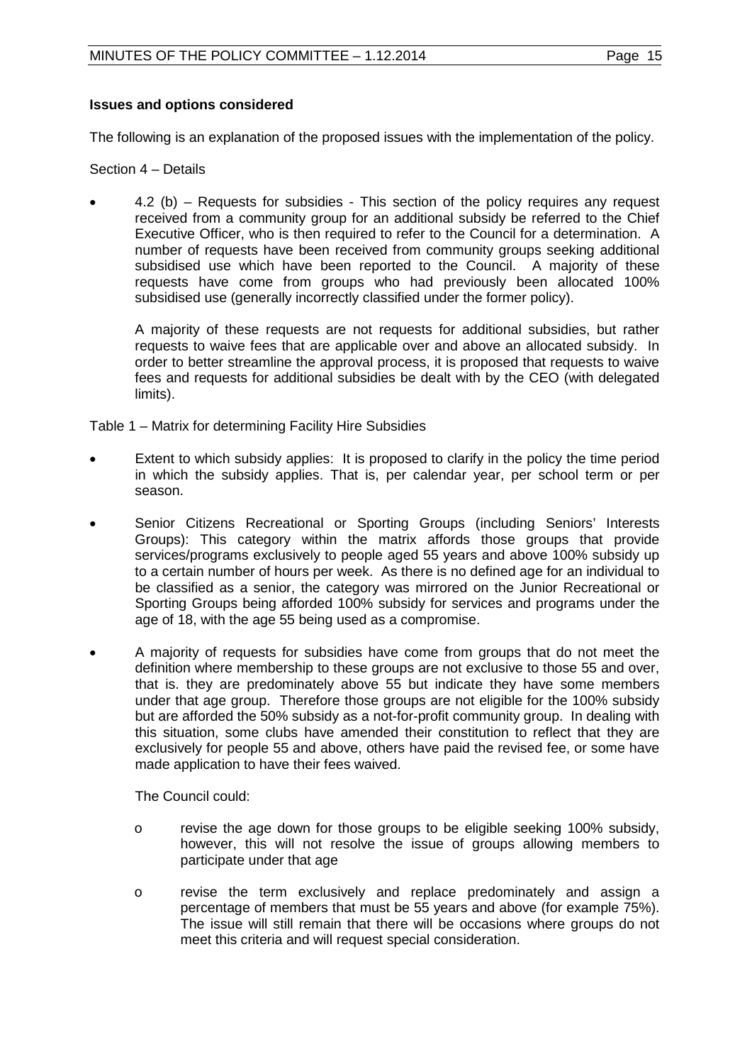**Issues and options considered**

The following is an explanation of the proposed issues with the implementation of the policy.

Section 4 – Details

- 4.2 (b) – Requests for subsidies - This section of the policy requires any request received from a community group for an additional subsidy be referred to the Chief Executive Officer, who is then required to refer to the Council for a determination. A number of requests have been received from community groups seeking additional subsidised use which have been reported to the Council. A majority of these requests have come from groups who had previously been allocated 100% subsidised use (generally incorrectly classified under the former policy).

  A majority of these requests are not requests for additional subsidies, but rather requests to waive fees that are applicable over and above an allocated subsidy. In order to better streamline the approval process, it is proposed that requests to waive fees and requests for additional subsidies be dealt with by the CEO (with delegated limits).

Table 1 – Matrix for determining Facility Hire Subsidies

- Extent to which subsidy applies: It is proposed to clarify in the policy the time period in which the subsidy applies. That is, per calendar year, per school term or per season.
- Senior Citizens Recreational or Sporting Groups (including Seniors' Interests Groups): This category within the matrix affords those groups that provide services/programs exclusively to people aged 55 years and above 100% subsidy up to a certain number of hours per week. As there is no defined age for an individual to be classified as a senior, the category was mirrored on the Junior Recreational or Sporting Groups being afforded 100% subsidy for services and programs under the age of 18, with the age 55 being used as a compromise.
- A majority of requests for subsidies have come from groups that do not meet the definition where membership to these groups are not exclusive to those 55 and over, that is. they are predominately above 55 but indicate they have some members under that age group. Therefore those groups are not eligible for the 100% subsidy but are afforded the 50% subsidy as a not-for-profit community group. In dealing with this situation, some clubs have amended their constitution to reflect that they are exclusively for people 55 and above, others have paid the revised fee, or some have made application to have their fees waived.

  The Council could:

  - revise the age down for those groups to be eligible seeking 100% subsidy, however, this will not resolve the issue of groups allowing members to participate under that age
  - revise the term exclusively and replace predominately and assign a percentage of members that must be 55 years and above (for example 75%). The issue will still remain that there will be occasions where groups do not meet this criteria and will request special consideration.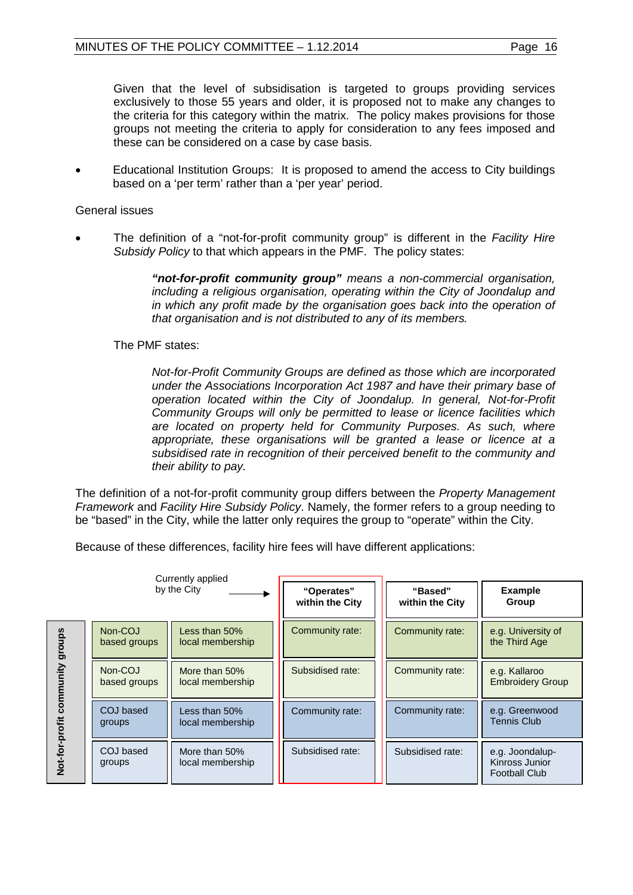Given that the level of subsidisation is targeted to groups providing services exclusively to those 55 years and older, it is proposed not to make any changes to the criteria for this category within the matrix. The policy makes provisions for those groups not meeting the criteria to apply for consideration to any fees imposed and these can be considered on a case by case basis.

- Educational Institution Groups: It is proposed to amend the access to City buildings based on a 'per term' rather than a 'per year' period.

General issues

- The definition of a "not-for-profit community group" is different in the *Facility Hire Subsidy Policy* to that which appears in the PMF. The policy states:

> ***"not-for-profit community group"*** *means a non-commercial organisation, including a religious organisation, operating within the City of Joondalup and in which any profit made by the organisation goes back into the operation of that organisation and is not distributed to any of its members.*

The PMF states:

> *Not-for-Profit Community Groups are defined as those which are incorporated under the Associations Incorporation Act 1987 and have their primary base of operation located within the City of Joondalup. In general, Not-for-Profit Community Groups will only be permitted to lease or licence facilities which are located on property held for Community Purposes. As such, where appropriate, these organisations will be granted a lease or licence at a subsidised rate in recognition of their perceived benefit to the community and their ability to pay.*

The definition of a not-for-profit community group differs between the *Property Management Framework* and *Facility Hire Subsidy Policy*. Namely, the former refers to a group needing to be "based" in the City, while the latter only requires the group to "operate" within the City.

Because of these differences, facility hire fees will have different applications:

| Not-for-profit community groups | | Currently applied by the City → "Operates" within the City | "Based" within the City | Example Group |
|---|---|---|---|---|
| Non-COJ based groups | Less than 50% local membership | Community rate: | Community rate: | e.g. University of the Third Age |
| Non-COJ based groups | More than 50% local membership | Subsidised rate: | Community rate: | e.g. Kallaroo Embroidery Group |
| COJ based groups | Less than 50% local membership | Community rate: | Community rate: | e.g. Greenwood Tennis Club |
| COJ based groups | More than 50% local membership | Subsidised rate: | Subsidised rate: | e.g. Joondalup-Kinross Junior Football Club |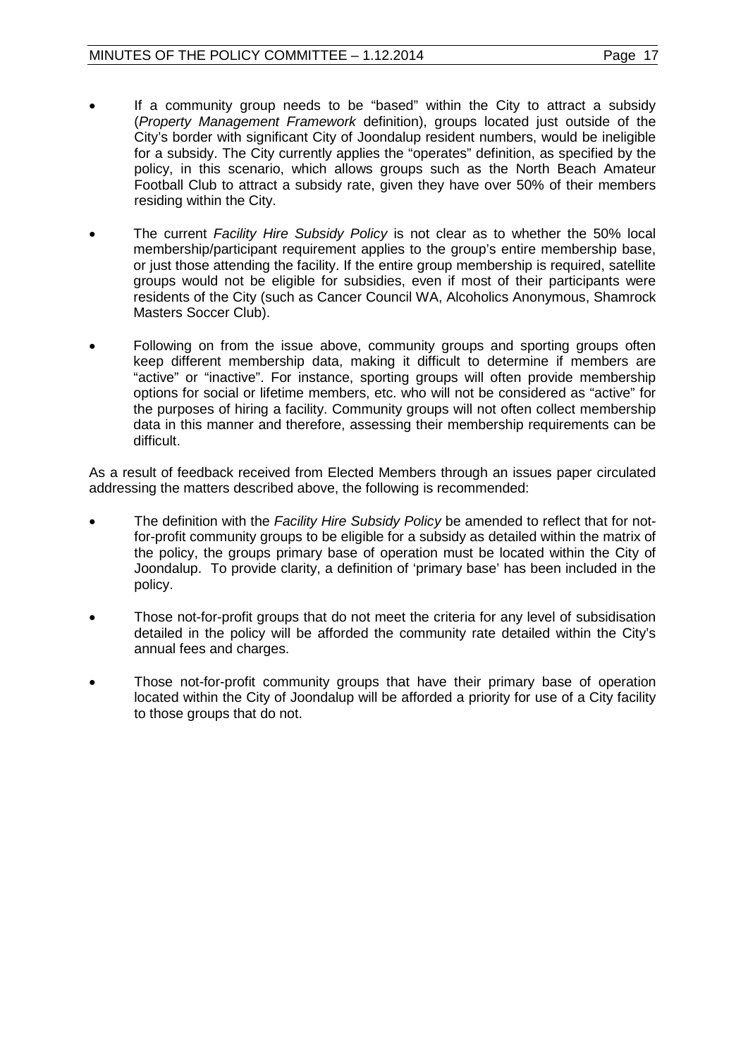- If a community group needs to be "based" within the City to attract a subsidy (*Property Management Framework* definition), groups located just outside of the City's border with significant City of Joondalup resident numbers, would be ineligible for a subsidy. The City currently applies the "operates" definition, as specified by the policy, in this scenario, which allows groups such as the North Beach Amateur Football Club to attract a subsidy rate, given they have over 50% of their members residing within the City.

- The current *Facility Hire Subsidy Policy* is not clear as to whether the 50% local membership/participant requirement applies to the group's entire membership base, or just those attending the facility. If the entire group membership is required, satellite groups would not be eligible for subsidies, even if most of their participants were residents of the City (such as Cancer Council WA, Alcoholics Anonymous, Shamrock Masters Soccer Club).

- Following on from the issue above, community groups and sporting groups often keep different membership data, making it difficult to determine if members are "active" or "inactive". For instance, sporting groups will often provide membership options for social or lifetime members, etc. who will not be considered as "active" for the purposes of hiring a facility. Community groups will not often collect membership data in this manner and therefore, assessing their membership requirements can be difficult.

As a result of feedback received from Elected Members through an issues paper circulated addressing the matters described above, the following is recommended:

- The definition with the *Facility Hire Subsidy Policy* be amended to reflect that for not-for-profit community groups to be eligible for a subsidy as detailed within the matrix of the policy, the groups primary base of operation must be located within the City of Joondalup. To provide clarity, a definition of 'primary base' has been included in the policy.

- Those not-for-profit groups that do not meet the criteria for any level of subsidisation detailed in the policy will be afforded the community rate detailed within the City's annual fees and charges.

- Those not-for-profit community groups that have their primary base of operation located within the City of Joondalup will be afforded a priority for use of a City facility to those groups that do not.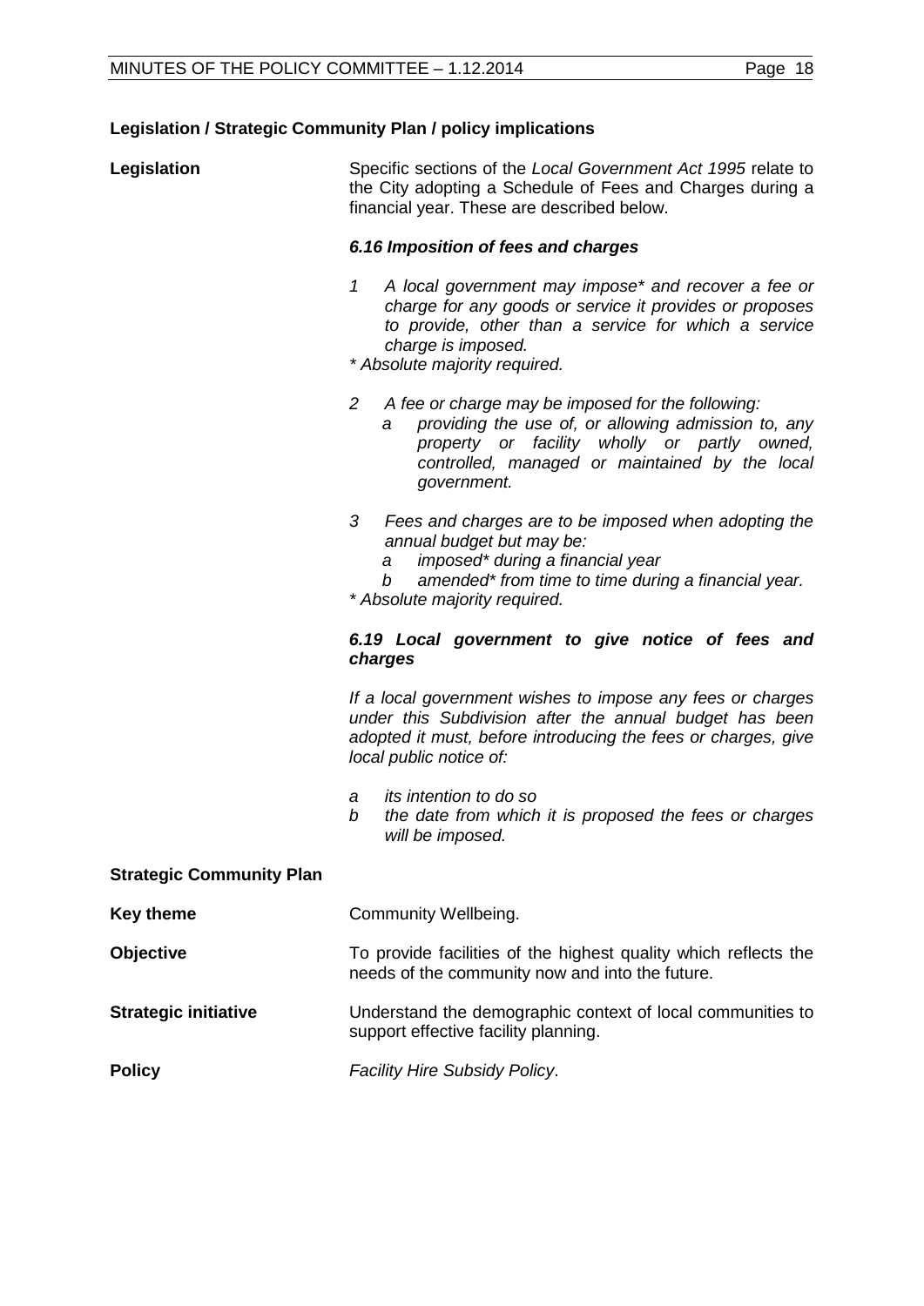**Legislation / Strategic Community Plan / policy implications**

**Legislation**

Specific sections of the *Local Government Act 1995* relate to the City adopting a Schedule of Fees and Charges during a financial year. These are described below.

***6.16 Imposition of fees and charges***

1. *A local government may impose\* and recover a fee or charge for any goods or service it provides or proposes to provide, other than a service for which a service charge is imposed.*

*\* Absolute majority required.*

2. *A fee or charge may be imposed for the following:*
   - a *providing the use of, or allowing admission to, any property or facility wholly or partly owned, controlled, managed or maintained by the local government.*

3. *Fees and charges are to be imposed when adopting the annual budget but may be:*
   - a *imposed\* during a financial year*
   - b *amended\* from time to time during a financial year.*

*\* Absolute majority required.*

***6.19 Local government to give notice of fees and charges***

*If a local government wishes to impose any fees or charges under this Subdivision after the annual budget has been adopted it must, before introducing the fees or charges, give local public notice of:*

- a *its intention to do so*
- b *the date from which it is proposed the fees or charges will be imposed.*

**Strategic Community Plan**

**Key theme** Community Wellbeing.

**Objective** To provide facilities of the highest quality which reflects the needs of the community now and into the future.

**Strategic initiative** Understand the demographic context of local communities to support effective facility planning.

**Policy** *Facility Hire Subsidy Policy*.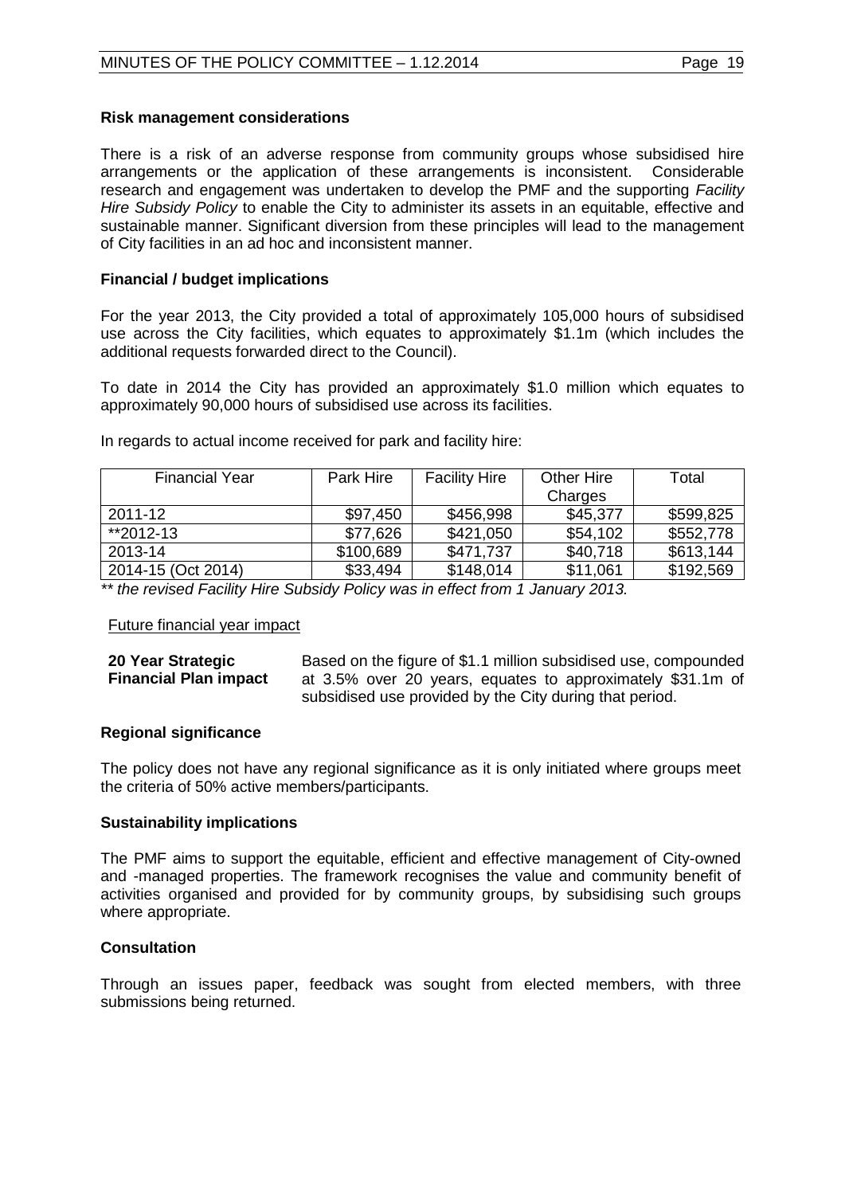**Risk management considerations**

There is a risk of an adverse response from community groups whose subsidised hire arrangements or the application of these arrangements is inconsistent. Considerable research and engagement was undertaken to develop the PMF and the supporting *Facility Hire Subsidy Policy* to enable the City to administer its assets in an equitable, effective and sustainable manner. Significant diversion from these principles will lead to the management of City facilities in an ad hoc and inconsistent manner.

**Financial / budget implications**

For the year 2013, the City provided a total of approximately 105,000 hours of subsidised use across the City facilities, which equates to approximately $1.1m (which includes the additional requests forwarded direct to the Council).

To date in 2014 the City has provided an approximately $1.0 million which equates to approximately 90,000 hours of subsidised use across its facilities.

In regards to actual income received for park and facility hire:

| Financial Year | Park Hire | Facility Hire | Other Hire Charges | Total |
|---|---|---|---|---|
| 2011-12 | $97,450 | $456,998 | $45,377 | $599,825 |
| **2012-13 | $77,626 | $421,050 | $54,102 | $552,778 |
| 2013-14 | $100,689 | $471,737 | $40,718 | $613,144 |
| 2014-15 (Oct 2014) | $33,494 | $148,014 | $11,061 | $192,569 |

*\*\* the revised Facility Hire Subsidy Policy was in effect from 1 January 2013.*

Future financial year impact

| | |
|---|---|
| **20 Year Strategic Financial Plan impact** | Based on the figure of $1.1 million subsidised use, compounded at 3.5% over 20 years, equates to approximately $31.1m of subsidised use provided by the City during that period. |

**Regional significance**

The policy does not have any regional significance as it is only initiated where groups meet the criteria of 50% active members/participants.

**Sustainability implications**

The PMF aims to support the equitable, efficient and effective management of City-owned and -managed properties. The framework recognises the value and community benefit of activities organised and provided for by community groups, by subsidising such groups where appropriate.

**Consultation**

Through an issues paper, feedback was sought from elected members, with three submissions being returned.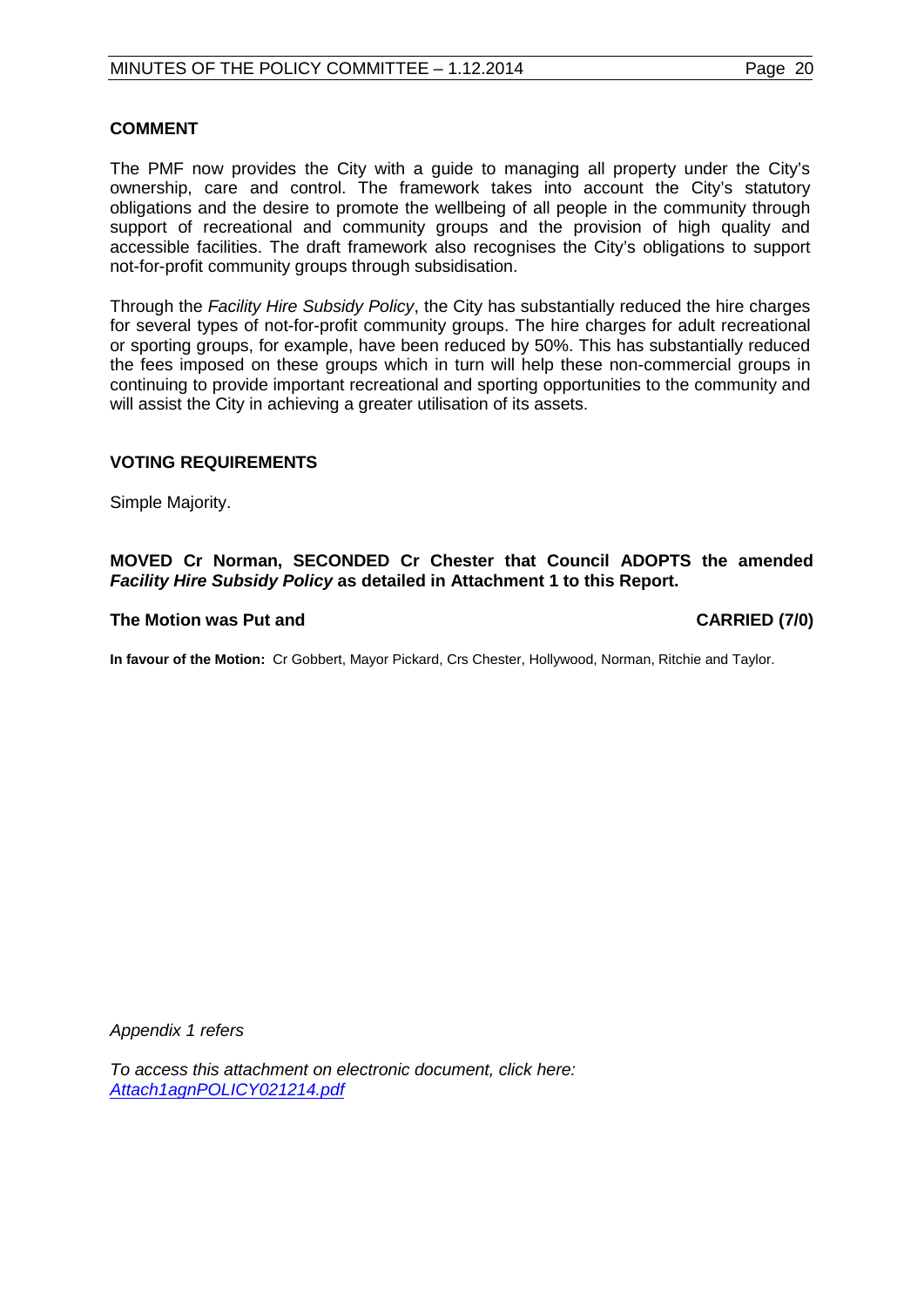### COMMENT

The PMF now provides the City with a guide to managing all property under the City's ownership, care and control. The framework takes into account the City's statutory obligations and the desire to promote the wellbeing of all people in the community through support of recreational and community groups and the provision of high quality and accessible facilities. The draft framework also recognises the City's obligations to support not-for-profit community groups through subsidisation.

Through the *Facility Hire Subsidy Policy*, the City has substantially reduced the hire charges for several types of not-for-profit community groups. The hire charges for adult recreational or sporting groups, for example, have been reduced by 50%. This has substantially reduced the fees imposed on these groups which in turn will help these non-commercial groups in continuing to provide important recreational and sporting opportunities to the community and will assist the City in achieving a greater utilisation of its assets.

### VOTING REQUIREMENTS

Simple Majority.

**MOVED Cr Norman, SECONDED Cr Chester that Council ADOPTS the amended *Facility Hire Subsidy Policy* as detailed in Attachment 1 to this Report.**

**The Motion was Put and CARRIED (7/0)**

**In favour of the Motion:** Cr Gobbert, Mayor Pickard, Crs Chester, Hollywood, Norman, Ritchie and Taylor.

*Appendix 1 refers*

*To access this attachment on electronic document, click here: Attach1agnPOLICY021214.pdf*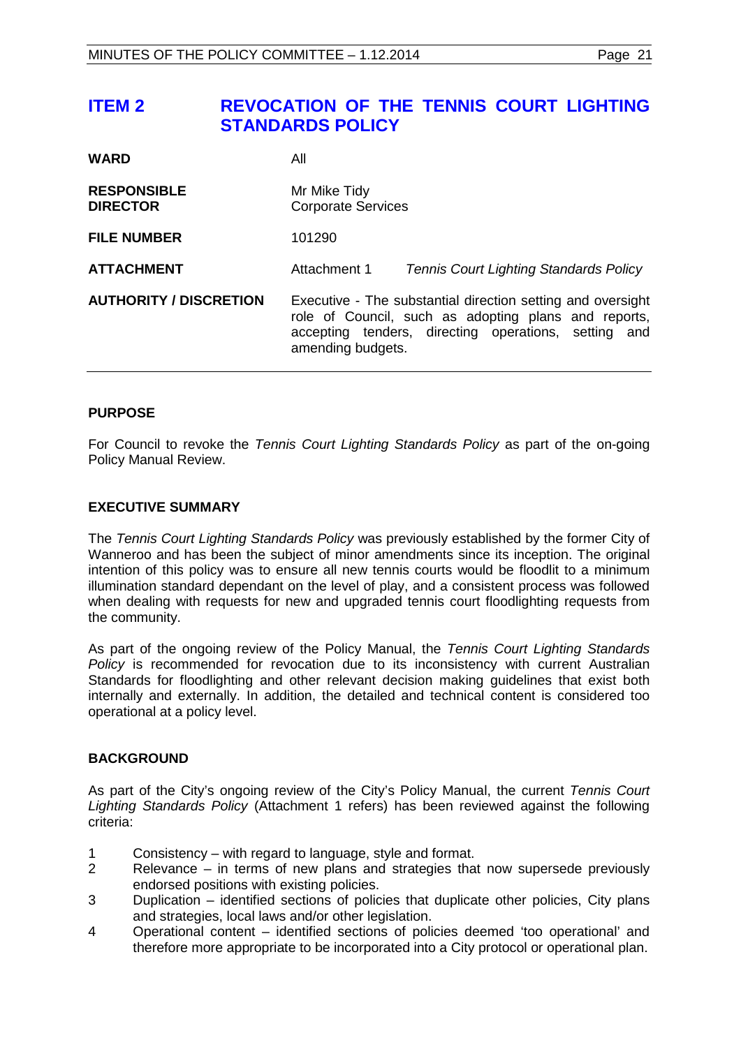# ITEM 2 REVOCATION OF THE TENNIS COURT LIGHTING STANDARDS POLICY

| | | |
|---|---|---|
| **WARD** | All | |
| **RESPONSIBLE DIRECTOR** | Mr Mike Tidy<br>Corporate Services | |
| **FILE NUMBER** | 101290 | |
| **ATTACHMENT** | Attachment 1 | *Tennis Court Lighting Standards Policy* |
| **AUTHORITY / DISCRETION** | Executive - The substantial direction setting and oversight role of Council, such as adopting plans and reports, accepting tenders, directing operations, setting and amending budgets. | |

## PURPOSE

For Council to revoke the *Tennis Court Lighting Standards Policy* as part of the on-going Policy Manual Review.

## EXECUTIVE SUMMARY

The *Tennis Court Lighting Standards Policy* was previously established by the former City of Wanneroo and has been the subject of minor amendments since its inception. The original intention of this policy was to ensure all new tennis courts would be floodlit to a minimum illumination standard dependant on the level of play, and a consistent process was followed when dealing with requests for new and upgraded tennis court floodlighting requests from the community.

As part of the ongoing review of the Policy Manual, the *Tennis Court Lighting Standards Policy* is recommended for revocation due to its inconsistency with current Australian Standards for floodlighting and other relevant decision making guidelines that exist both internally and externally. In addition, the detailed and technical content is considered too operational at a policy level.

## BACKGROUND

As part of the City's ongoing review of the City's Policy Manual, the current *Tennis Court Lighting Standards Policy* (Attachment 1 refers) has been reviewed against the following criteria:

1. Consistency – with regard to language, style and format.
2. Relevance – in terms of new plans and strategies that now supersede previously endorsed positions with existing policies.
3. Duplication – identified sections of policies that duplicate other policies, City plans and strategies, local laws and/or other legislation.
4. Operational content – identified sections of policies deemed 'too operational' and therefore more appropriate to be incorporated into a City protocol or operational plan.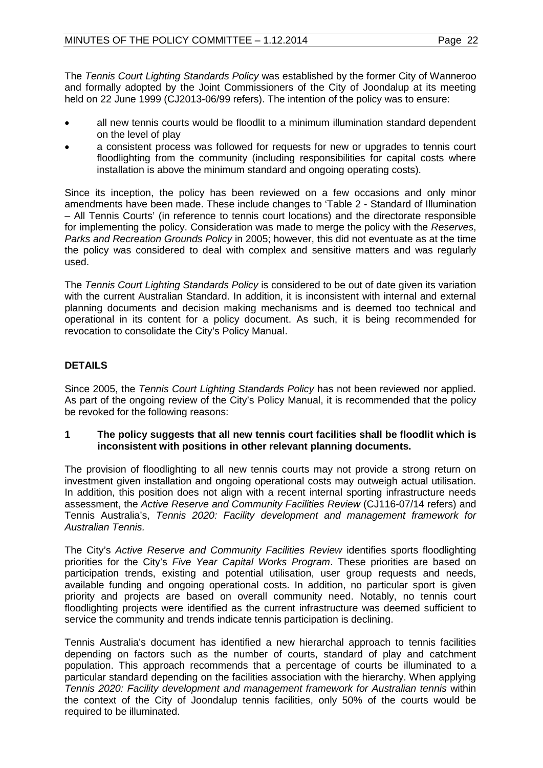The *Tennis Court Lighting Standards Policy* was established by the former City of Wanneroo and formally adopted by the Joint Commissioners of the City of Joondalup at its meeting held on 22 June 1999 (CJ2013-06/99 refers). The intention of the policy was to ensure:

- all new tennis courts would be floodlit to a minimum illumination standard dependent on the level of play
- a consistent process was followed for requests for new or upgrades to tennis court floodlighting from the community (including responsibilities for capital costs where installation is above the minimum standard and ongoing operating costs).

Since its inception, the policy has been reviewed on a few occasions and only minor amendments have been made. These include changes to 'Table 2 - Standard of Illumination – All Tennis Courts' (in reference to tennis court locations) and the directorate responsible for implementing the policy. Consideration was made to merge the policy with the *Reserves, Parks and Recreation Grounds Policy* in 2005; however, this did not eventuate as at the time the policy was considered to deal with complex and sensitive matters and was regularly used.

The *Tennis Court Lighting Standards Policy* is considered to be out of date given its variation with the current Australian Standard. In addition, it is inconsistent with internal and external planning documents and decision making mechanisms and is deemed too technical and operational in its content for a policy document. As such, it is being recommended for revocation to consolidate the City's Policy Manual.

## DETAILS

Since 2005, the *Tennis Court Lighting Standards Policy* has not been reviewed nor applied. As part of the ongoing review of the City's Policy Manual, it is recommended that the policy be revoked for the following reasons:

### 1 The policy suggests that all new tennis court facilities shall be floodlit which is inconsistent with positions in other relevant planning documents.

The provision of floodlighting to all new tennis courts may not provide a strong return on investment given installation and ongoing operational costs may outweigh actual utilisation. In addition, this position does not align with a recent internal sporting infrastructure needs assessment, the *Active Reserve and Community Facilities Review* (CJ116-07/14 refers) and Tennis Australia's, *Tennis 2020: Facility development and management framework for Australian Tennis.*

The City's *Active Reserve and Community Facilities Review* identifies sports floodlighting priorities for the City's *Five Year Capital Works Program*. These priorities are based on participation trends, existing and potential utilisation, user group requests and needs, available funding and ongoing operational costs. In addition, no particular sport is given priority and projects are based on overall community need. Notably, no tennis court floodlighting projects were identified as the current infrastructure was deemed sufficient to service the community and trends indicate tennis participation is declining.

Tennis Australia's document has identified a new hierarchal approach to tennis facilities depending on factors such as the number of courts, standard of play and catchment population. This approach recommends that a percentage of courts be illuminated to a particular standard depending on the facilities association with the hierarchy. When applying *Tennis 2020: Facility development and management framework for Australian tennis* within the context of the City of Joondalup tennis facilities, only 50% of the courts would be required to be illuminated.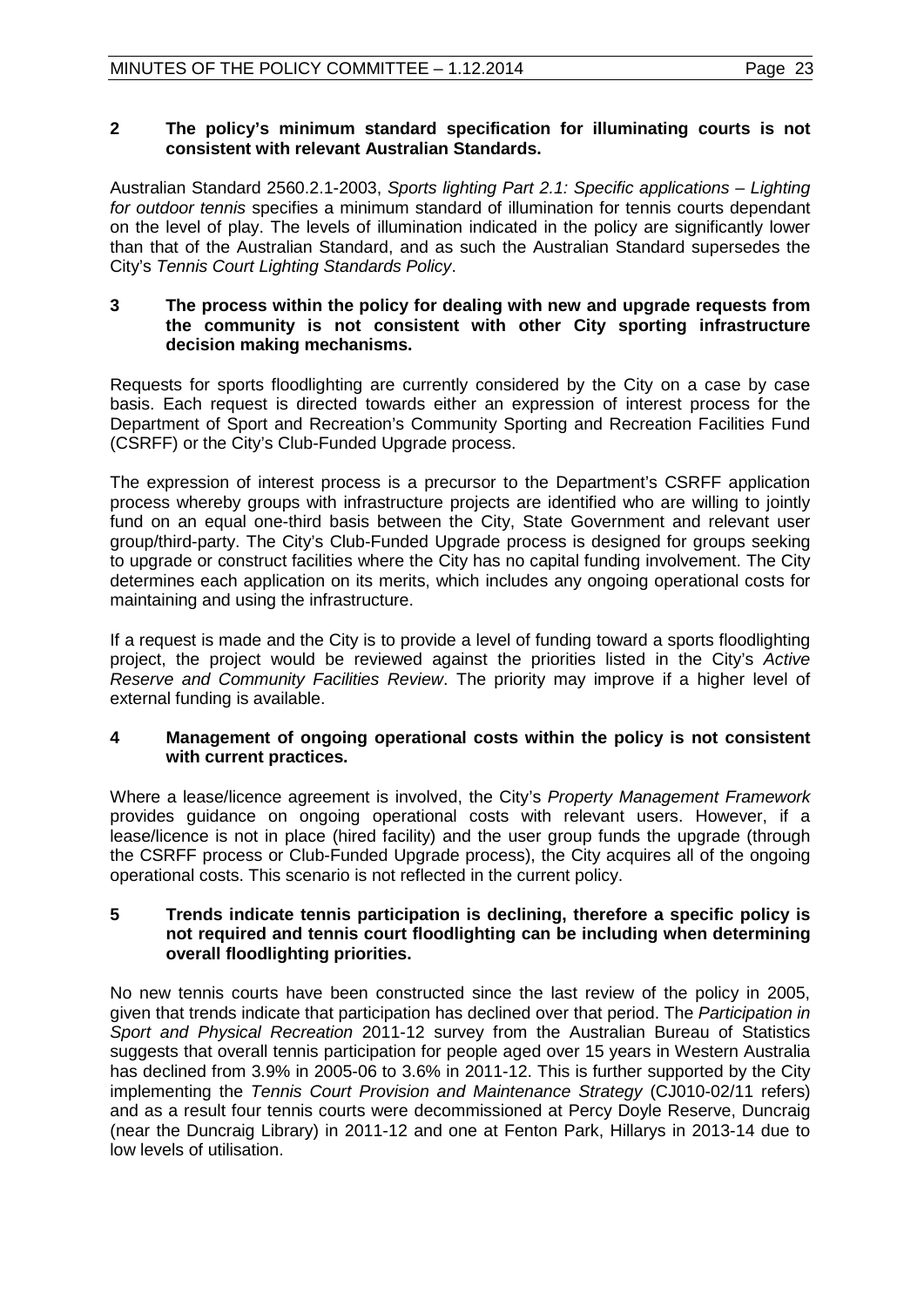**2 The policy's minimum standard specification for illuminating courts is not consistent with relevant Australian Standards.**

Australian Standard 2560.2.1-2003, *Sports lighting Part 2.1: Specific applications – Lighting for outdoor tennis* specifies a minimum standard of illumination for tennis courts dependant on the level of play. The levels of illumination indicated in the policy are significantly lower than that of the Australian Standard, and as such the Australian Standard supersedes the City's *Tennis Court Lighting Standards Policy*.

**3 The process within the policy for dealing with new and upgrade requests from the community is not consistent with other City sporting infrastructure decision making mechanisms.**

Requests for sports floodlighting are currently considered by the City on a case by case basis. Each request is directed towards either an expression of interest process for the Department of Sport and Recreation's Community Sporting and Recreation Facilities Fund (CSRFF) or the City's Club-Funded Upgrade process.

The expression of interest process is a precursor to the Department's CSRFF application process whereby groups with infrastructure projects are identified who are willing to jointly fund on an equal one-third basis between the City, State Government and relevant user group/third-party. The City's Club-Funded Upgrade process is designed for groups seeking to upgrade or construct facilities where the City has no capital funding involvement. The City determines each application on its merits, which includes any ongoing operational costs for maintaining and using the infrastructure.

If a request is made and the City is to provide a level of funding toward a sports floodlighting project, the project would be reviewed against the priorities listed in the City's *Active Reserve and Community Facilities Review*. The priority may improve if a higher level of external funding is available.

**4 Management of ongoing operational costs within the policy is not consistent with current practices.**

Where a lease/licence agreement is involved, the City's *Property Management Framework* provides guidance on ongoing operational costs with relevant users. However, if a lease/licence is not in place (hired facility) and the user group funds the upgrade (through the CSRFF process or Club-Funded Upgrade process), the City acquires all of the ongoing operational costs. This scenario is not reflected in the current policy.

**5 Trends indicate tennis participation is declining, therefore a specific policy is not required and tennis court floodlighting can be including when determining overall floodlighting priorities.**

No new tennis courts have been constructed since the last review of the policy in 2005, given that trends indicate that participation has declined over that period. The *Participation in Sport and Physical Recreation* 2011-12 survey from the Australian Bureau of Statistics suggests that overall tennis participation for people aged over 15 years in Western Australia has declined from 3.9% in 2005-06 to 3.6% in 2011-12. This is further supported by the City implementing the *Tennis Court Provision and Maintenance Strategy* (CJ010-02/11 refers) and as a result four tennis courts were decommissioned at Percy Doyle Reserve, Duncraig (near the Duncraig Library) in 2011-12 and one at Fenton Park, Hillarys in 2013-14 due to low levels of utilisation.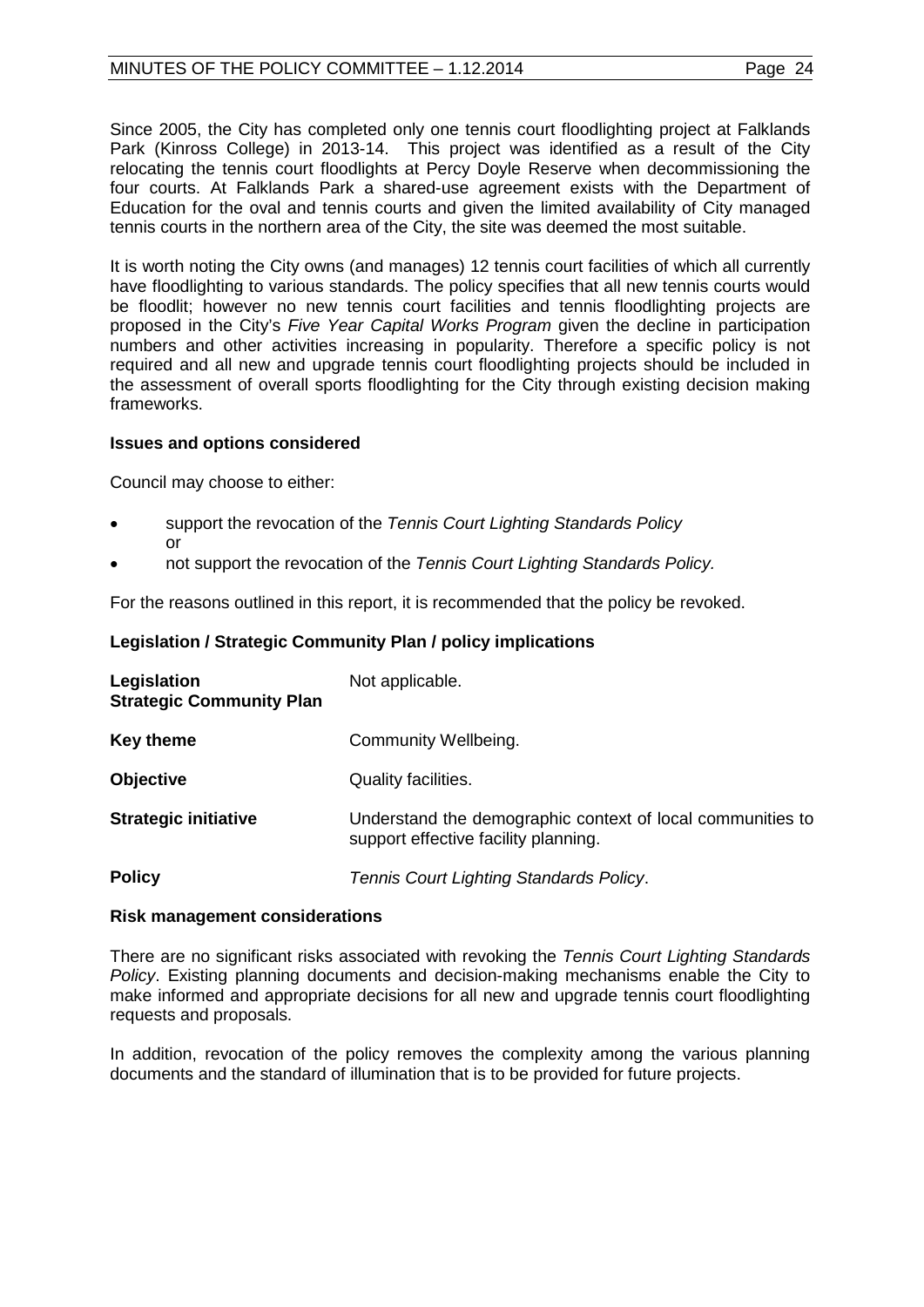Since 2005, the City has completed only one tennis court floodlighting project at Falklands Park (Kinross College) in 2013-14. This project was identified as a result of the City relocating the tennis court floodlights at Percy Doyle Reserve when decommissioning the four courts. At Falklands Park a shared-use agreement exists with the Department of Education for the oval and tennis courts and given the limited availability of City managed tennis courts in the northern area of the City, the site was deemed the most suitable.

It is worth noting the City owns (and manages) 12 tennis court facilities of which all currently have floodlighting to various standards. The policy specifies that all new tennis courts would be floodlit; however no new tennis court facilities and tennis floodlighting projects are proposed in the City's *Five Year Capital Works Program* given the decline in participation numbers and other activities increasing in popularity. Therefore a specific policy is not required and all new and upgrade tennis court floodlighting projects should be included in the assessment of overall sports floodlighting for the City through existing decision making frameworks.

**Issues and options considered**

Council may choose to either:

- support the revocation of the *Tennis Court Lighting Standards Policy* or
- not support the revocation of the *Tennis Court Lighting Standards Policy.*

For the reasons outlined in this report, it is recommended that the policy be revoked.

**Legislation / Strategic Community Plan / policy implications**

| | |
|---|---|
| **Legislation** **Strategic Community Plan** | Not applicable. |
| **Key theme** | Community Wellbeing. |
| **Objective** | Quality facilities. |
| **Strategic initiative** | Understand the demographic context of local communities to support effective facility planning. |
| **Policy** | *Tennis Court Lighting Standards Policy*. |

**Risk management considerations**

There are no significant risks associated with revoking the *Tennis Court Lighting Standards Policy*. Existing planning documents and decision-making mechanisms enable the City to make informed and appropriate decisions for all new and upgrade tennis court floodlighting requests and proposals.

In addition, revocation of the policy removes the complexity among the various planning documents and the standard of illumination that is to be provided for future projects.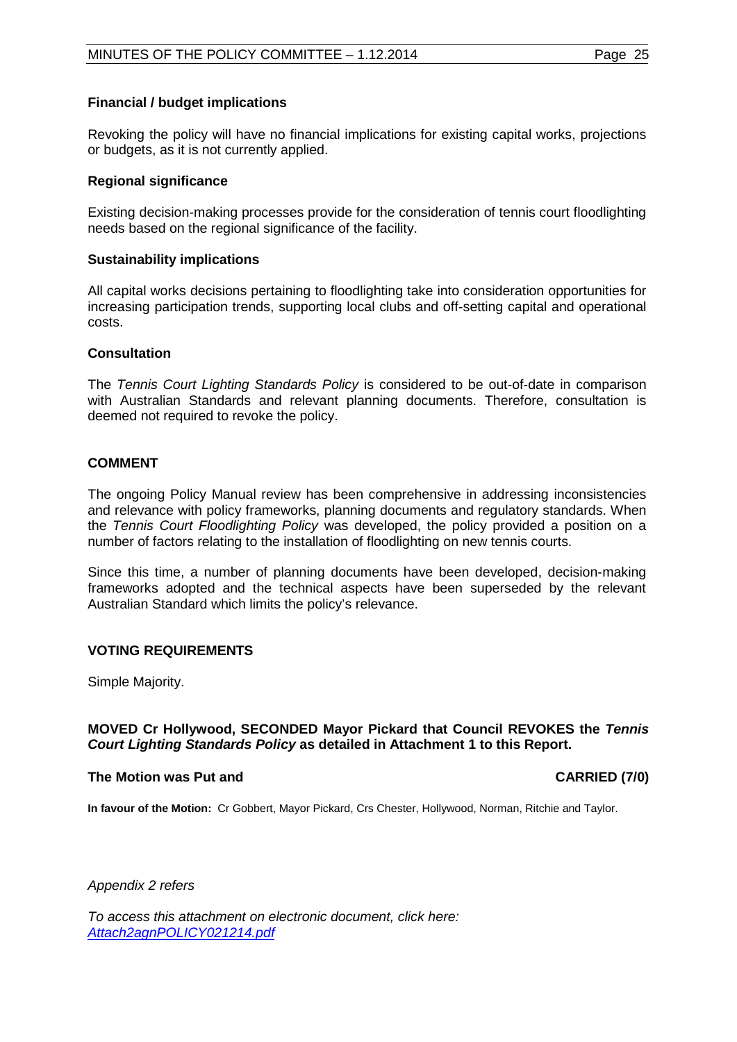**Financial / budget implications**

Revoking the policy will have no financial implications for existing capital works, projections or budgets, as it is not currently applied.

**Regional significance**

Existing decision-making processes provide for the consideration of tennis court floodlighting needs based on the regional significance of the facility.

**Sustainability implications**

All capital works decisions pertaining to floodlighting take into consideration opportunities for increasing participation trends, supporting local clubs and off-setting capital and operational costs.

**Consultation**

The *Tennis Court Lighting Standards Policy* is considered to be out-of-date in comparison with Australian Standards and relevant planning documents. Therefore, consultation is deemed not required to revoke the policy.

## COMMENT

The ongoing Policy Manual review has been comprehensive in addressing inconsistencies and relevance with policy frameworks, planning documents and regulatory standards. When the *Tennis Court Floodlighting Policy* was developed, the policy provided a position on a number of factors relating to the installation of floodlighting on new tennis courts.

Since this time, a number of planning documents have been developed, decision-making frameworks adopted and the technical aspects have been superseded by the relevant Australian Standard which limits the policy's relevance.

## VOTING REQUIREMENTS

Simple Majority.

**MOVED Cr Hollywood, SECONDED Mayor Pickard that Council REVOKES the *Tennis Court Lighting Standards Policy* as detailed in Attachment 1 to this Report.**

**The Motion was Put and CARRIED (7/0)**

**In favour of the Motion:** Cr Gobbert, Mayor Pickard, Crs Chester, Hollywood, Norman, Ritchie and Taylor.

*Appendix 2 refers*

*To access this attachment on electronic document, click here: Attach2agnPOLICY021214.pdf*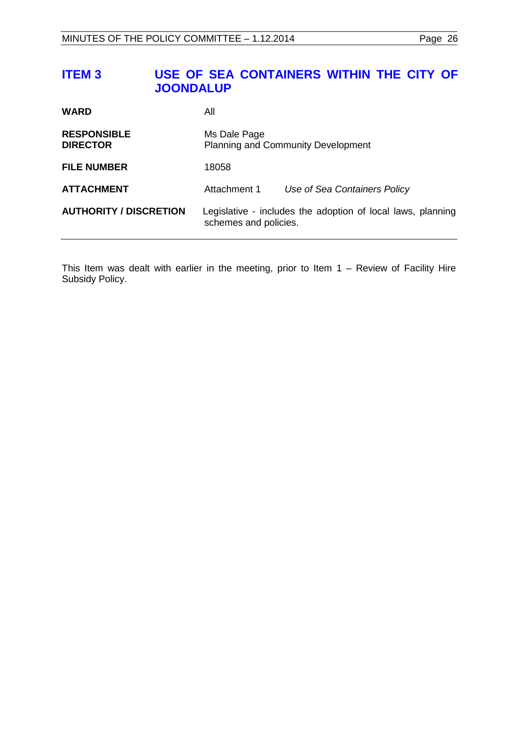## ITEM 3 USE OF SEA CONTAINERS WITHIN THE CITY OF JOONDALUP

| | |
|---|---|
| **WARD** | All |
| **RESPONSIBLE DIRECTOR** | Ms Dale Page<br>Planning and Community Development |
| **FILE NUMBER** | 18058 |
| **ATTACHMENT** | Attachment 1 *Use of Sea Containers Policy* |
| **AUTHORITY / DISCRETION** | Legislative - includes the adoption of local laws, planning schemes and policies. |

This Item was dealt with earlier in the meeting, prior to Item 1 – Review of Facility Hire Subsidy Policy.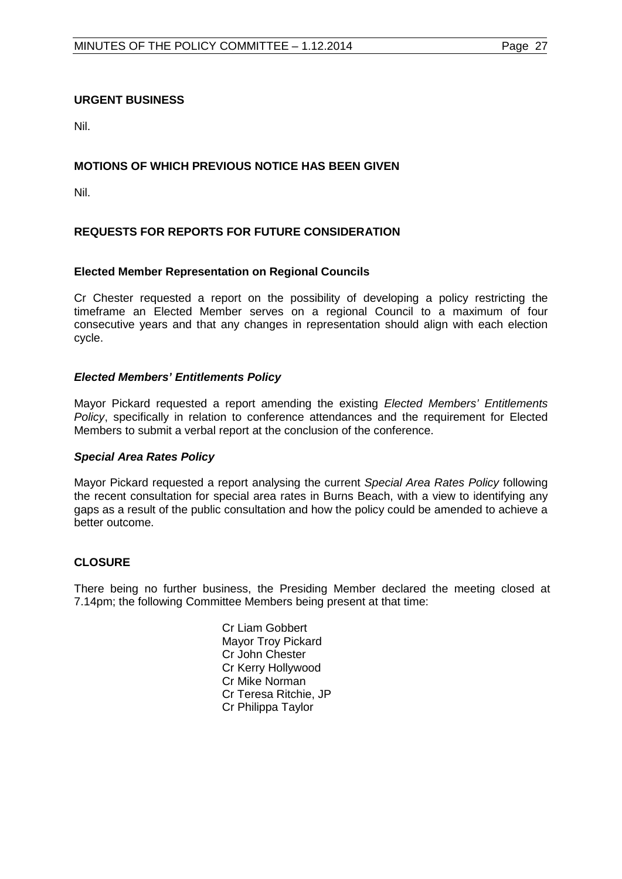## URGENT BUSINESS

Nil.

## MOTIONS OF WHICH PREVIOUS NOTICE HAS BEEN GIVEN

Nil.

## REQUESTS FOR REPORTS FOR FUTURE CONSIDERATION

### Elected Member Representation on Regional Councils

Cr Chester requested a report on the possibility of developing a policy restricting the timeframe an Elected Member serves on a regional Council to a maximum of four consecutive years and that any changes in representation should align with each election cycle.

### *Elected Members' Entitlements Policy*

Mayor Pickard requested a report amending the existing *Elected Members' Entitlements Policy*, specifically in relation to conference attendances and the requirement for Elected Members to submit a verbal report at the conclusion of the conference.

### *Special Area Rates Policy*

Mayor Pickard requested a report analysing the current *Special Area Rates Policy* following the recent consultation for special area rates in Burns Beach, with a view to identifying any gaps as a result of the public consultation and how the policy could be amended to achieve a better outcome.

## CLOSURE

There being no further business, the Presiding Member declared the meeting closed at 7.14pm; the following Committee Members being present at that time:

Cr Liam Gobbert
Mayor Troy Pickard
Cr John Chester
Cr Kerry Hollywood
Cr Mike Norman
Cr Teresa Ritchie, JP
Cr Philippa Taylor